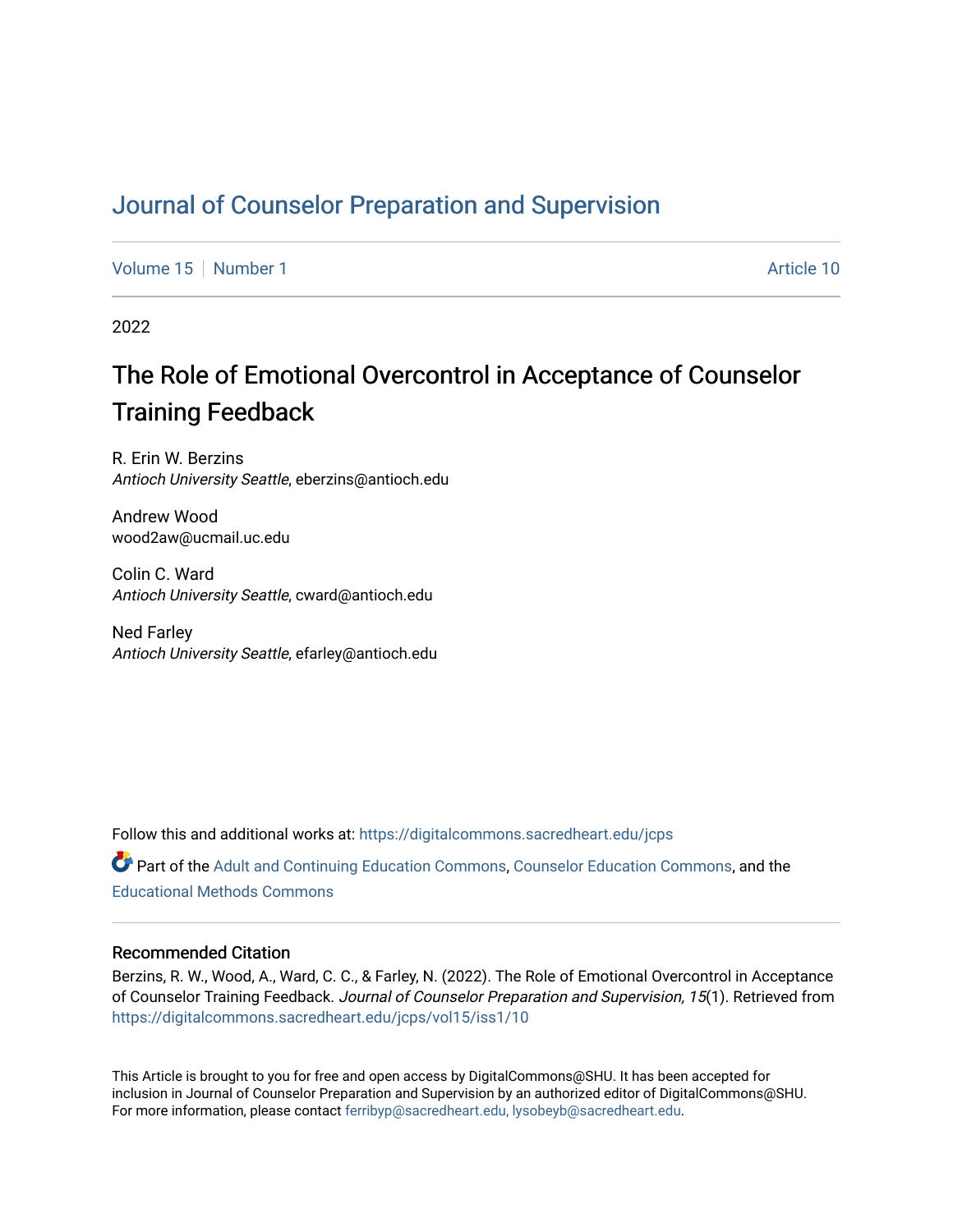# Journal of Counselor Preparation and Supervision

Volume 15 | Number 1 Article 10

2022

## The Role of Emotional Overcontrol in Acceptance of Counselor Training Feedback

R. Erin W. Berzins
*Antioch University Seattle*, eberzins@antioch.edu

Andrew Wood
wood2aw@ucmail.uc.edu

Colin C. Ward
*Antioch University Seattle*, cward@antioch.edu

Ned Farley
*Antioch University Seattle*, efarley@antioch.edu

Follow this and additional works at: https://digitalcommons.sacredheart.edu/jcps

Part of the Adult and Continuing Education Commons, Counselor Education Commons, and the Educational Methods Commons

### Recommended Citation

Berzins, R. W., Wood, A., Ward, C. C., & Farley, N. (2022). The Role of Emotional Overcontrol in Acceptance of Counselor Training Feedback. *Journal of Counselor Preparation and Supervision, 15*(1). Retrieved from https://digitalcommons.sacredheart.edu/jcps/vol15/iss1/10

This Article is brought to you for free and open access by DigitalCommons@SHU. It has been accepted for inclusion in Journal of Counselor Preparation and Supervision by an authorized editor of DigitalCommons@SHU. For more information, please contact ferribyp@sacredheart.edu, lysobeyb@sacredheart.edu.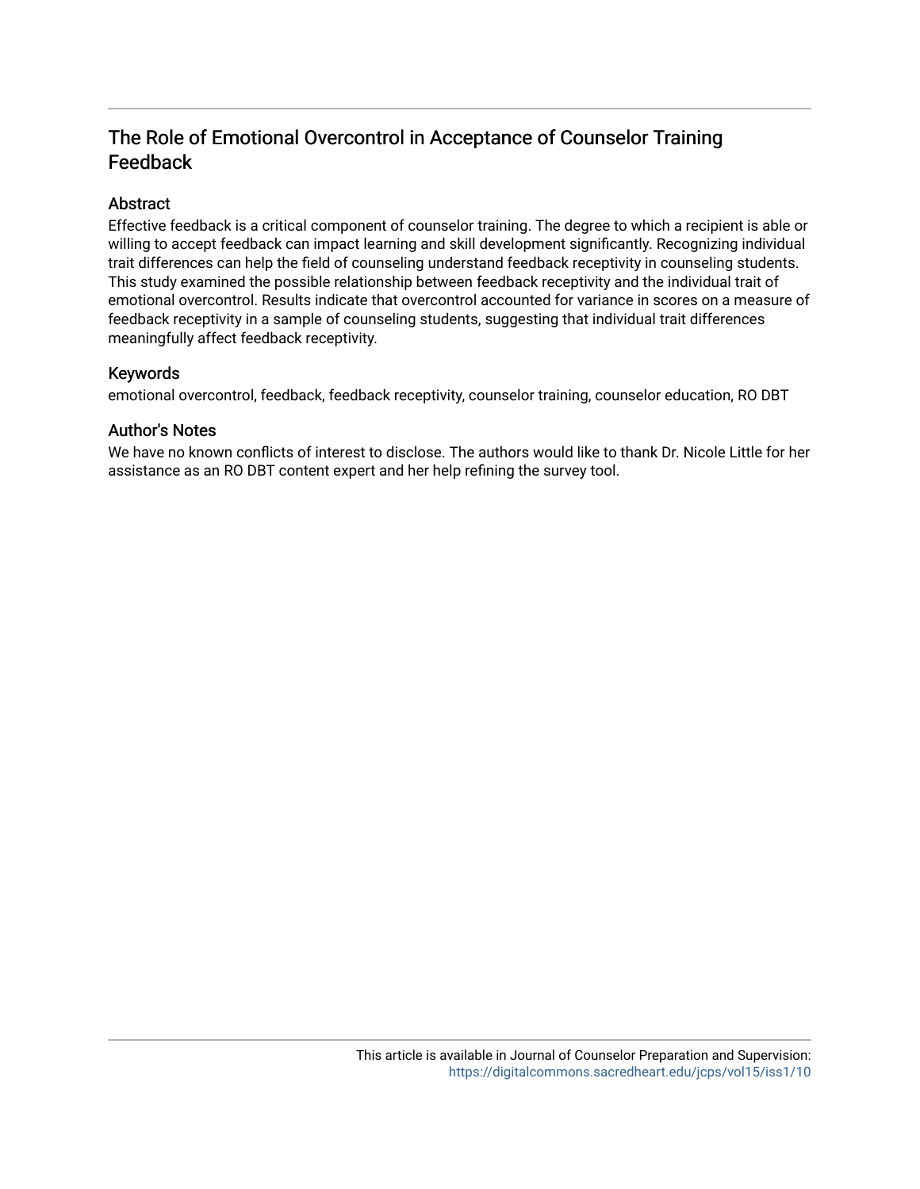# The Role of Emotional Overcontrol in Acceptance of Counselor Training Feedback

## Abstract

Effective feedback is a critical component of counselor training. The degree to which a recipient is able or willing to accept feedback can impact learning and skill development significantly. Recognizing individual trait differences can help the field of counseling understand feedback receptivity in counseling students. This study examined the possible relationship between feedback receptivity and the individual trait of emotional overcontrol. Results indicate that overcontrol accounted for variance in scores on a measure of feedback receptivity in a sample of counseling students, suggesting that individual trait differences meaningfully affect feedback receptivity.

## Keywords

emotional overcontrol, feedback, feedback receptivity, counselor training, counselor education, RO DBT

## Author's Notes

We have no known conflicts of interest to disclose. The authors would like to thank Dr. Nicole Little for her assistance as an RO DBT content expert and her help refining the survey tool.

This article is available in Journal of Counselor Preparation and Supervision: https://digitalcommons.sacredheart.edu/jcps/vol15/iss1/10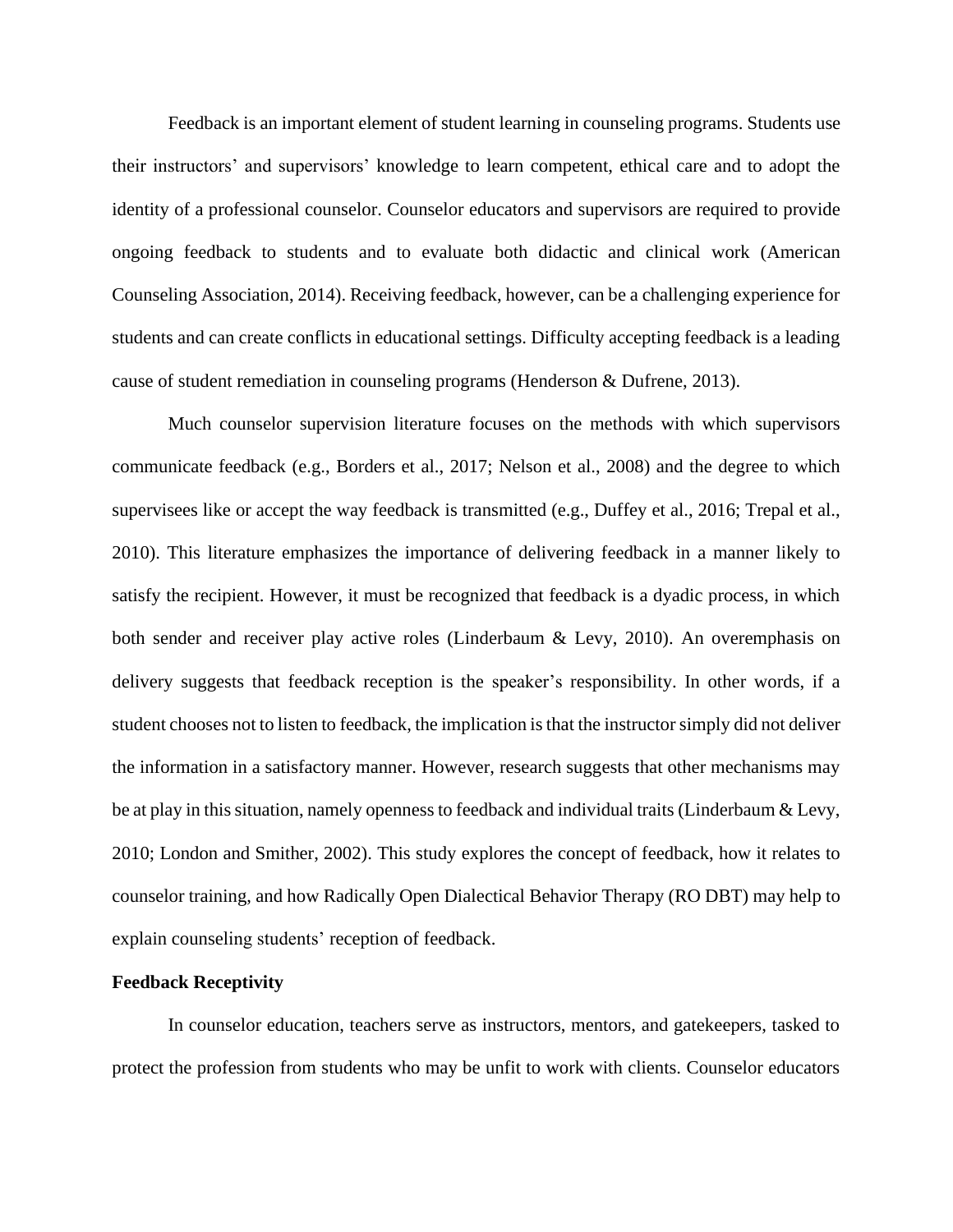Feedback is an important element of student learning in counseling programs. Students use their instructors' and supervisors' knowledge to learn competent, ethical care and to adopt the identity of a professional counselor. Counselor educators and supervisors are required to provide ongoing feedback to students and to evaluate both didactic and clinical work (American Counseling Association, 2014). Receiving feedback, however, can be a challenging experience for students and can create conflicts in educational settings. Difficulty accepting feedback is a leading cause of student remediation in counseling programs (Henderson & Dufrene, 2013).

Much counselor supervision literature focuses on the methods with which supervisors communicate feedback (e.g., Borders et al., 2017; Nelson et al., 2008) and the degree to which supervisees like or accept the way feedback is transmitted (e.g., Duffey et al., 2016; Trepal et al., 2010). This literature emphasizes the importance of delivering feedback in a manner likely to satisfy the recipient. However, it must be recognized that feedback is a dyadic process, in which both sender and receiver play active roles (Linderbaum & Levy, 2010). An overemphasis on delivery suggests that feedback reception is the speaker's responsibility. In other words, if a student chooses not to listen to feedback, the implication is that the instructor simply did not deliver the information in a satisfactory manner. However, research suggests that other mechanisms may be at play in this situation, namely openness to feedback and individual traits (Linderbaum & Levy, 2010; London and Smither, 2002). This study explores the concept of feedback, how it relates to counselor training, and how Radically Open Dialectical Behavior Therapy (RO DBT) may help to explain counseling students' reception of feedback.

**Feedback Receptivity**

In counselor education, teachers serve as instructors, mentors, and gatekeepers, tasked to protect the profession from students who may be unfit to work with clients. Counselor educators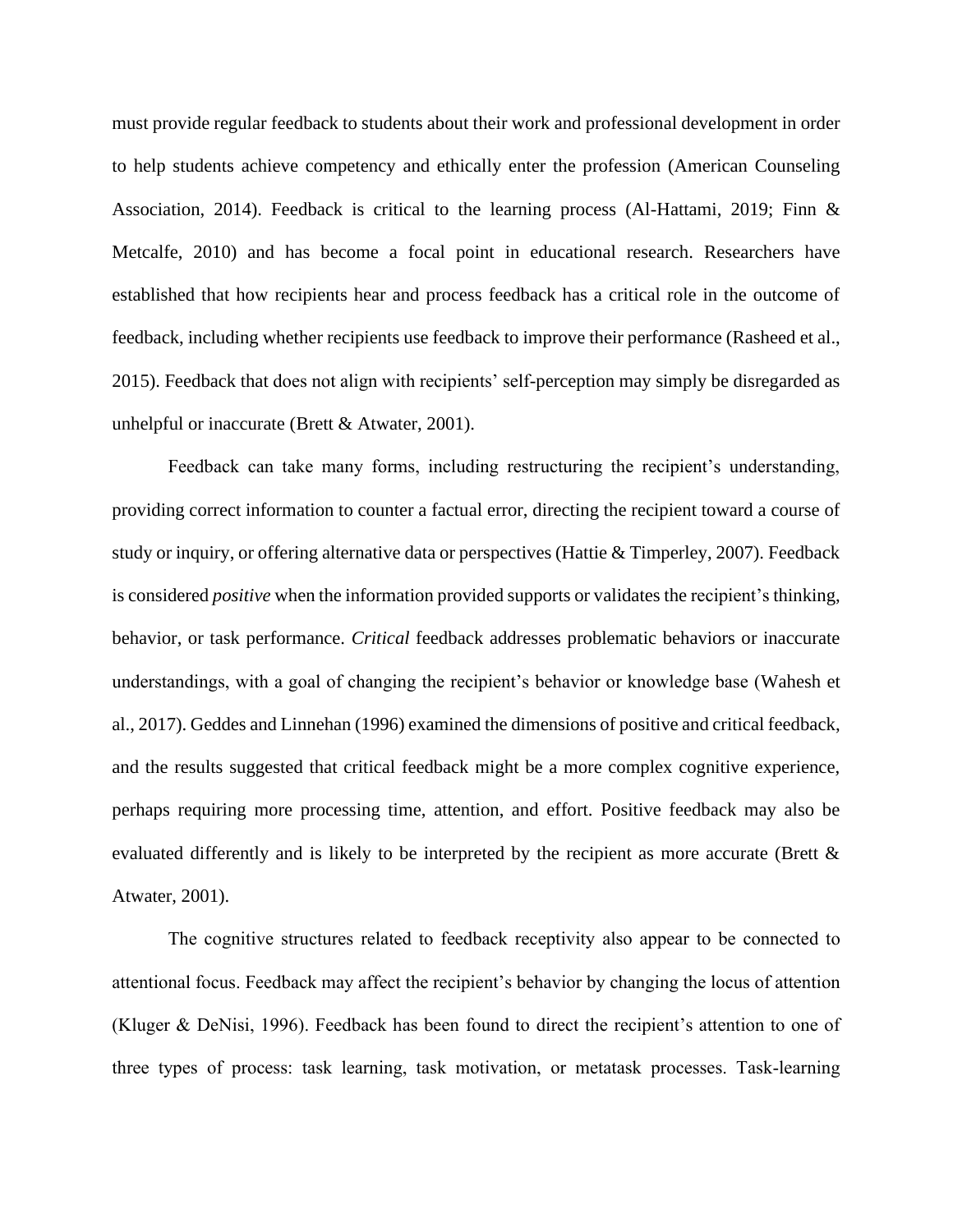must provide regular feedback to students about their work and professional development in order to help students achieve competency and ethically enter the profession (American Counseling Association, 2014). Feedback is critical to the learning process (Al-Hattami, 2019; Finn & Metcalfe, 2010) and has become a focal point in educational research. Researchers have established that how recipients hear and process feedback has a critical role in the outcome of feedback, including whether recipients use feedback to improve their performance (Rasheed et al., 2015). Feedback that does not align with recipients' self-perception may simply be disregarded as unhelpful or inaccurate (Brett & Atwater, 2001).

Feedback can take many forms, including restructuring the recipient's understanding, providing correct information to counter a factual error, directing the recipient toward a course of study or inquiry, or offering alternative data or perspectives (Hattie & Timperley, 2007). Feedback is considered *positive* when the information provided supports or validates the recipient's thinking, behavior, or task performance. *Critical* feedback addresses problematic behaviors or inaccurate understandings, with a goal of changing the recipient's behavior or knowledge base (Wahesh et al., 2017). Geddes and Linnehan (1996) examined the dimensions of positive and critical feedback, and the results suggested that critical feedback might be a more complex cognitive experience, perhaps requiring more processing time, attention, and effort. Positive feedback may also be evaluated differently and is likely to be interpreted by the recipient as more accurate (Brett & Atwater, 2001).

The cognitive structures related to feedback receptivity also appear to be connected to attentional focus. Feedback may affect the recipient's behavior by changing the locus of attention (Kluger & DeNisi, 1996). Feedback has been found to direct the recipient's attention to one of three types of process: task learning, task motivation, or metatask processes. Task-learning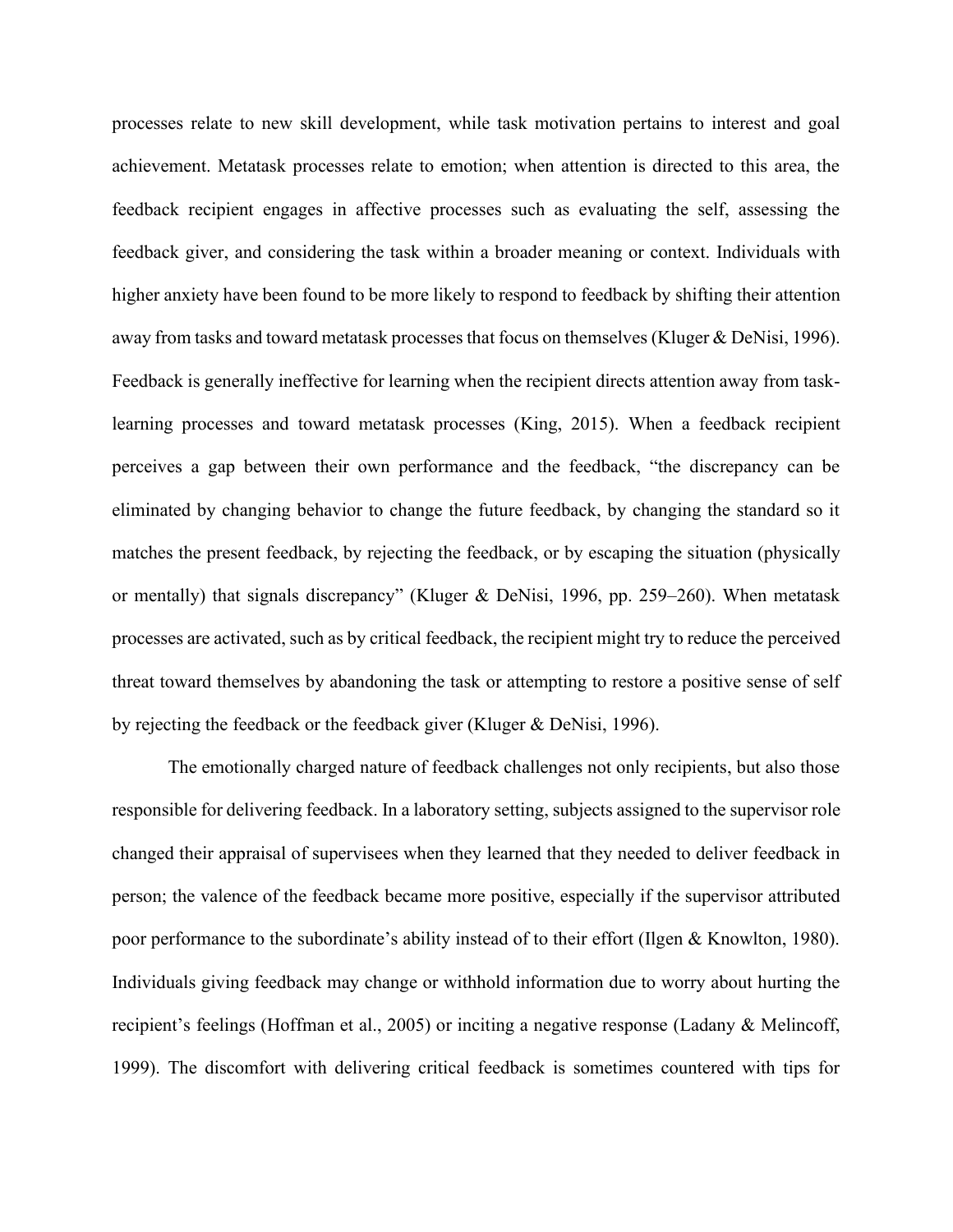processes relate to new skill development, while task motivation pertains to interest and goal achievement. Metatask processes relate to emotion; when attention is directed to this area, the feedback recipient engages in affective processes such as evaluating the self, assessing the feedback giver, and considering the task within a broader meaning or context. Individuals with higher anxiety have been found to be more likely to respond to feedback by shifting their attention away from tasks and toward metatask processes that focus on themselves (Kluger & DeNisi, 1996). Feedback is generally ineffective for learning when the recipient directs attention away from task-learning processes and toward metatask processes (King, 2015). When a feedback recipient perceives a gap between their own performance and the feedback, "the discrepancy can be eliminated by changing behavior to change the future feedback, by changing the standard so it matches the present feedback, by rejecting the feedback, or by escaping the situation (physically or mentally) that signals discrepancy" (Kluger & DeNisi, 1996, pp. 259–260). When metatask processes are activated, such as by critical feedback, the recipient might try to reduce the perceived threat toward themselves by abandoning the task or attempting to restore a positive sense of self by rejecting the feedback or the feedback giver (Kluger & DeNisi, 1996).

The emotionally charged nature of feedback challenges not only recipients, but also those responsible for delivering feedback. In a laboratory setting, subjects assigned to the supervisor role changed their appraisal of supervisees when they learned that they needed to deliver feedback in person; the valence of the feedback became more positive, especially if the supervisor attributed poor performance to the subordinate's ability instead of to their effort (Ilgen & Knowlton, 1980). Individuals giving feedback may change or withhold information due to worry about hurting the recipient's feelings (Hoffman et al., 2005) or inciting a negative response (Ladany & Melincoff, 1999). The discomfort with delivering critical feedback is sometimes countered with tips for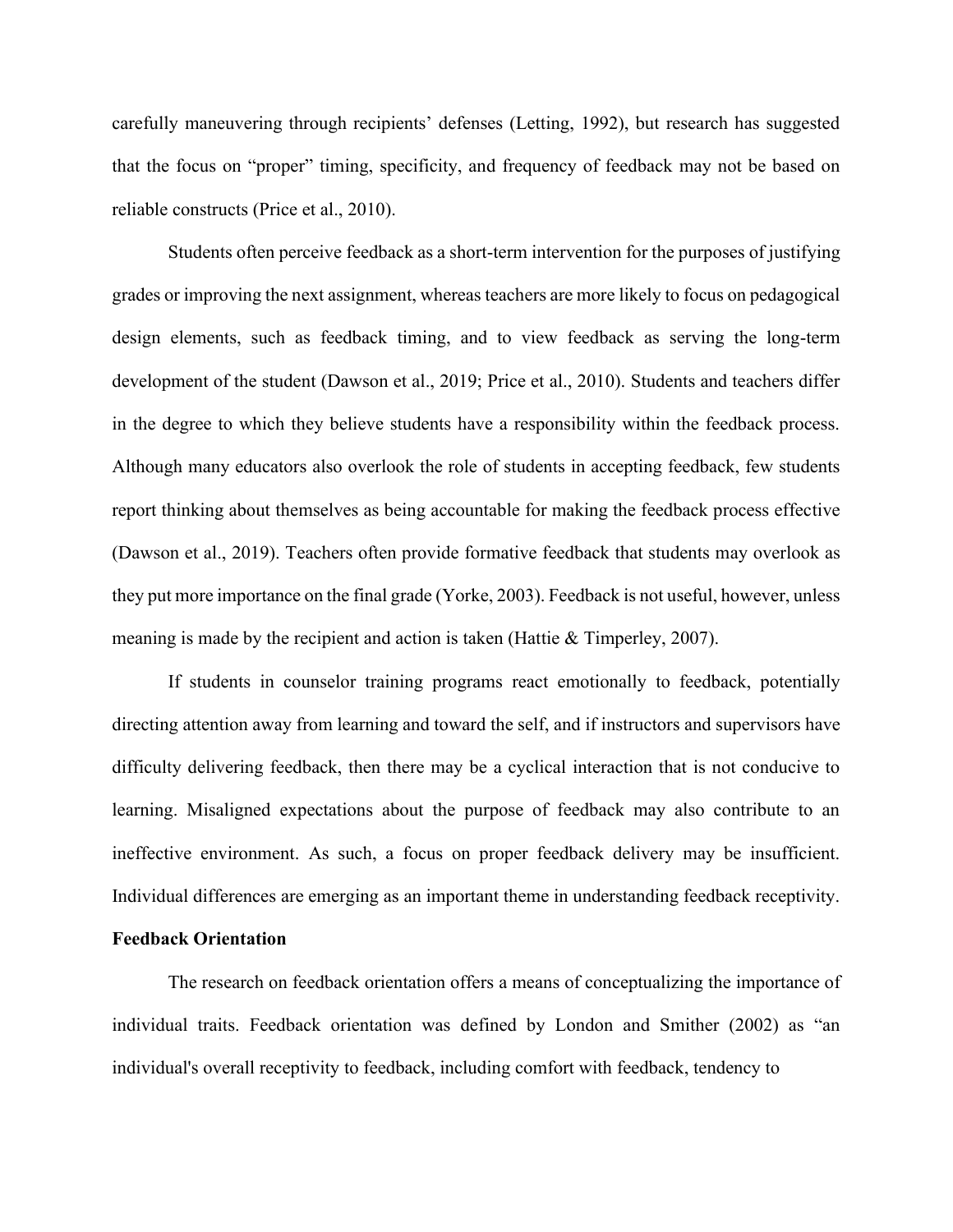carefully maneuvering through recipients' defenses (Letting, 1992), but research has suggested that the focus on "proper" timing, specificity, and frequency of feedback may not be based on reliable constructs (Price et al., 2010).

Students often perceive feedback as a short-term intervention for the purposes of justifying grades or improving the next assignment, whereas teachers are more likely to focus on pedagogical design elements, such as feedback timing, and to view feedback as serving the long-term development of the student (Dawson et al., 2019; Price et al., 2010). Students and teachers differ in the degree to which they believe students have a responsibility within the feedback process. Although many educators also overlook the role of students in accepting feedback, few students report thinking about themselves as being accountable for making the feedback process effective (Dawson et al., 2019). Teachers often provide formative feedback that students may overlook as they put more importance on the final grade (Yorke, 2003). Feedback is not useful, however, unless meaning is made by the recipient and action is taken (Hattie & Timperley, 2007).

If students in counselor training programs react emotionally to feedback, potentially directing attention away from learning and toward the self, and if instructors and supervisors have difficulty delivering feedback, then there may be a cyclical interaction that is not conducive to learning. Misaligned expectations about the purpose of feedback may also contribute to an ineffective environment. As such, a focus on proper feedback delivery may be insufficient. Individual differences are emerging as an important theme in understanding feedback receptivity.

**Feedback Orientation**

The research on feedback orientation offers a means of conceptualizing the importance of individual traits. Feedback orientation was defined by London and Smither (2002) as "an individual's overall receptivity to feedback, including comfort with feedback, tendency to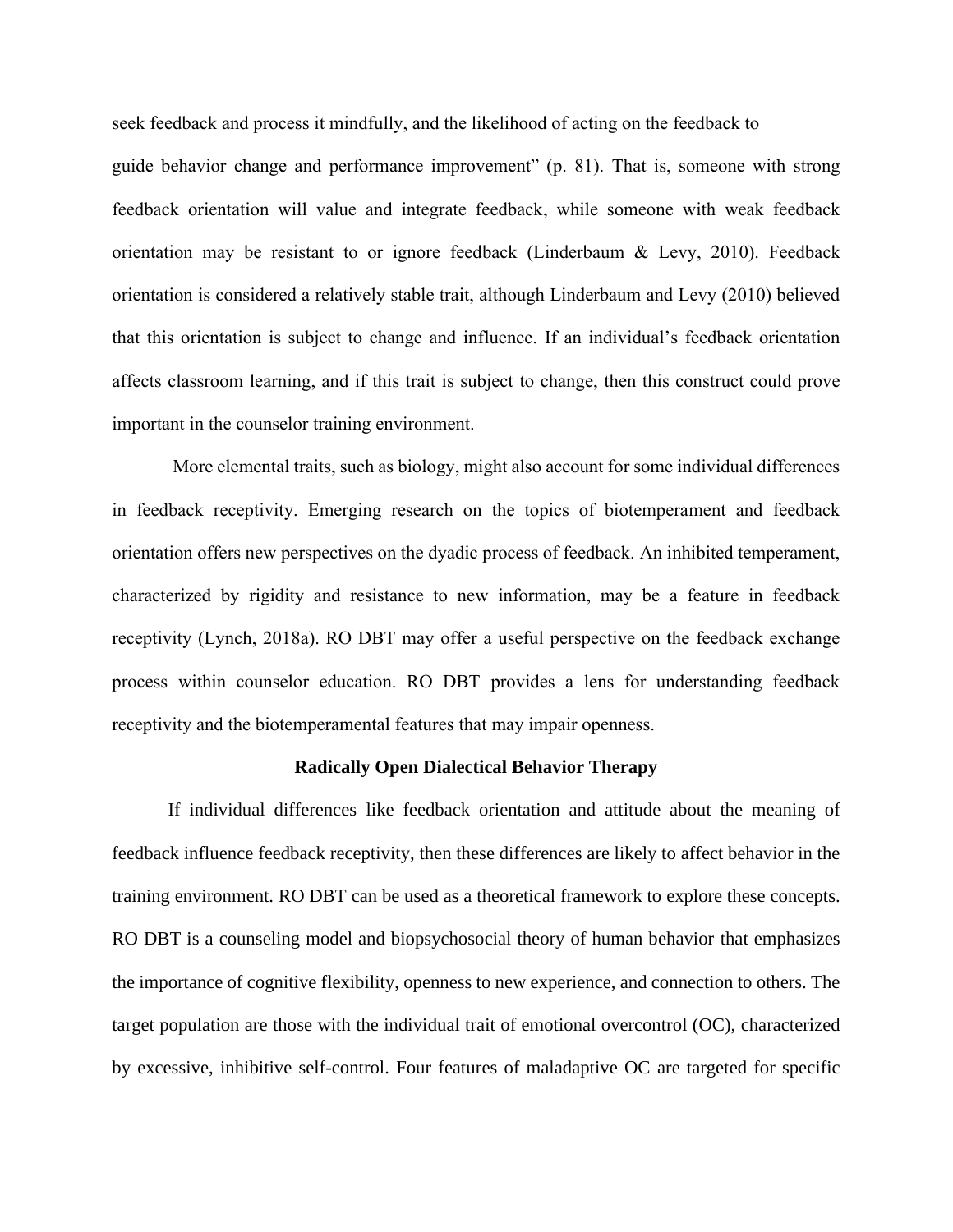seek feedback and process it mindfully, and the likelihood of acting on the feedback to guide behavior change and performance improvement" (p. 81). That is, someone with strong feedback orientation will value and integrate feedback, while someone with weak feedback orientation may be resistant to or ignore feedback (Linderbaum & Levy, 2010). Feedback orientation is considered a relatively stable trait, although Linderbaum and Levy (2010) believed that this orientation is subject to change and influence. If an individual's feedback orientation affects classroom learning, and if this trait is subject to change, then this construct could prove important in the counselor training environment.

More elemental traits, such as biology, might also account for some individual differences in feedback receptivity. Emerging research on the topics of biotemperament and feedback orientation offers new perspectives on the dyadic process of feedback. An inhibited temperament, characterized by rigidity and resistance to new information, may be a feature in feedback receptivity (Lynch, 2018a). RO DBT may offer a useful perspective on the feedback exchange process within counselor education. RO DBT provides a lens for understanding feedback receptivity and the biotemperamental features that may impair openness.

## Radically Open Dialectical Behavior Therapy

If individual differences like feedback orientation and attitude about the meaning of feedback influence feedback receptivity, then these differences are likely to affect behavior in the training environment. RO DBT can be used as a theoretical framework to explore these concepts. RO DBT is a counseling model and biopsychosocial theory of human behavior that emphasizes the importance of cognitive flexibility, openness to new experience, and connection to others. The target population are those with the individual trait of emotional overcontrol (OC), characterized by excessive, inhibitive self-control. Four features of maladaptive OC are targeted for specific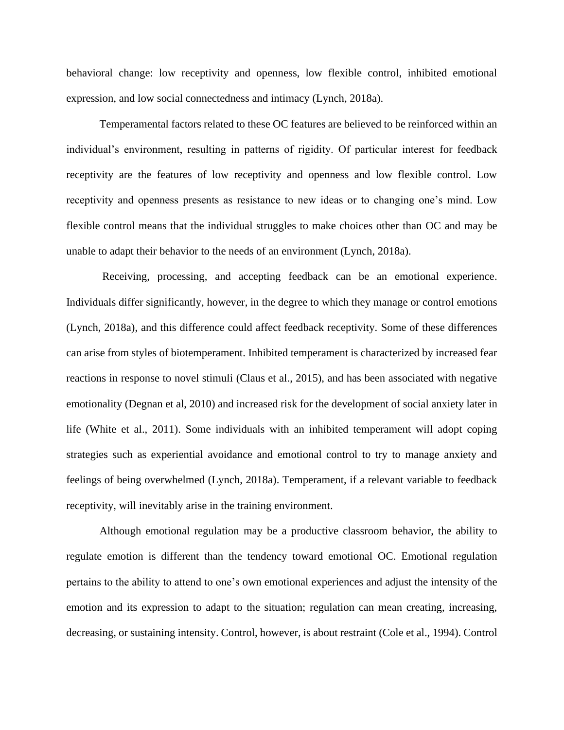behavioral change: low receptivity and openness, low flexible control, inhibited emotional expression, and low social connectedness and intimacy (Lynch, 2018a).

Temperamental factors related to these OC features are believed to be reinforced within an individual's environment, resulting in patterns of rigidity. Of particular interest for feedback receptivity are the features of low receptivity and openness and low flexible control. Low receptivity and openness presents as resistance to new ideas or to changing one's mind. Low flexible control means that the individual struggles to make choices other than OC and may be unable to adapt their behavior to the needs of an environment (Lynch, 2018a).

Receiving, processing, and accepting feedback can be an emotional experience. Individuals differ significantly, however, in the degree to which they manage or control emotions (Lynch, 2018a), and this difference could affect feedback receptivity. Some of these differences can arise from styles of biotemperament. Inhibited temperament is characterized by increased fear reactions in response to novel stimuli (Claus et al., 2015), and has been associated with negative emotionality (Degnan et al, 2010) and increased risk for the development of social anxiety later in life (White et al., 2011). Some individuals with an inhibited temperament will adopt coping strategies such as experiential avoidance and emotional control to try to manage anxiety and feelings of being overwhelmed (Lynch, 2018a). Temperament, if a relevant variable to feedback receptivity, will inevitably arise in the training environment.

Although emotional regulation may be a productive classroom behavior, the ability to regulate emotion is different than the tendency toward emotional OC. Emotional regulation pertains to the ability to attend to one's own emotional experiences and adjust the intensity of the emotion and its expression to adapt to the situation; regulation can mean creating, increasing, decreasing, or sustaining intensity. Control, however, is about restraint (Cole et al., 1994). Control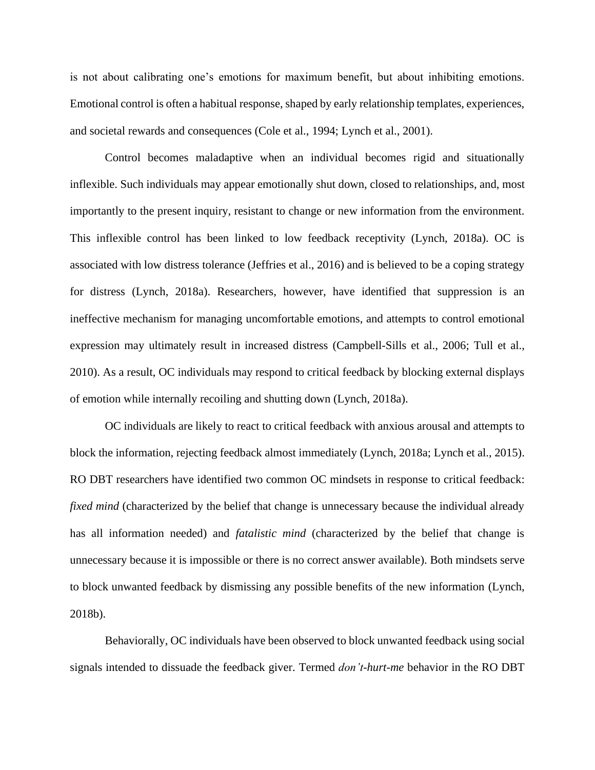is not about calibrating one's emotions for maximum benefit, but about inhibiting emotions. Emotional control is often a habitual response, shaped by early relationship templates, experiences, and societal rewards and consequences (Cole et al., 1994; Lynch et al., 2001).

Control becomes maladaptive when an individual becomes rigid and situationally inflexible. Such individuals may appear emotionally shut down, closed to relationships, and, most importantly to the present inquiry, resistant to change or new information from the environment. This inflexible control has been linked to low feedback receptivity (Lynch, 2018a). OC is associated with low distress tolerance (Jeffries et al., 2016) and is believed to be a coping strategy for distress (Lynch, 2018a). Researchers, however, have identified that suppression is an ineffective mechanism for managing uncomfortable emotions, and attempts to control emotional expression may ultimately result in increased distress (Campbell-Sills et al., 2006; Tull et al., 2010). As a result, OC individuals may respond to critical feedback by blocking external displays of emotion while internally recoiling and shutting down (Lynch, 2018a).

OC individuals are likely to react to critical feedback with anxious arousal and attempts to block the information, rejecting feedback almost immediately (Lynch, 2018a; Lynch et al., 2015). RO DBT researchers have identified two common OC mindsets in response to critical feedback: *fixed mind* (characterized by the belief that change is unnecessary because the individual already has all information needed) and *fatalistic mind* (characterized by the belief that change is unnecessary because it is impossible or there is no correct answer available). Both mindsets serve to block unwanted feedback by dismissing any possible benefits of the new information (Lynch, 2018b).

Behaviorally, OC individuals have been observed to block unwanted feedback using social signals intended to dissuade the feedback giver. Termed *don't-hurt-me* behavior in the RO DBT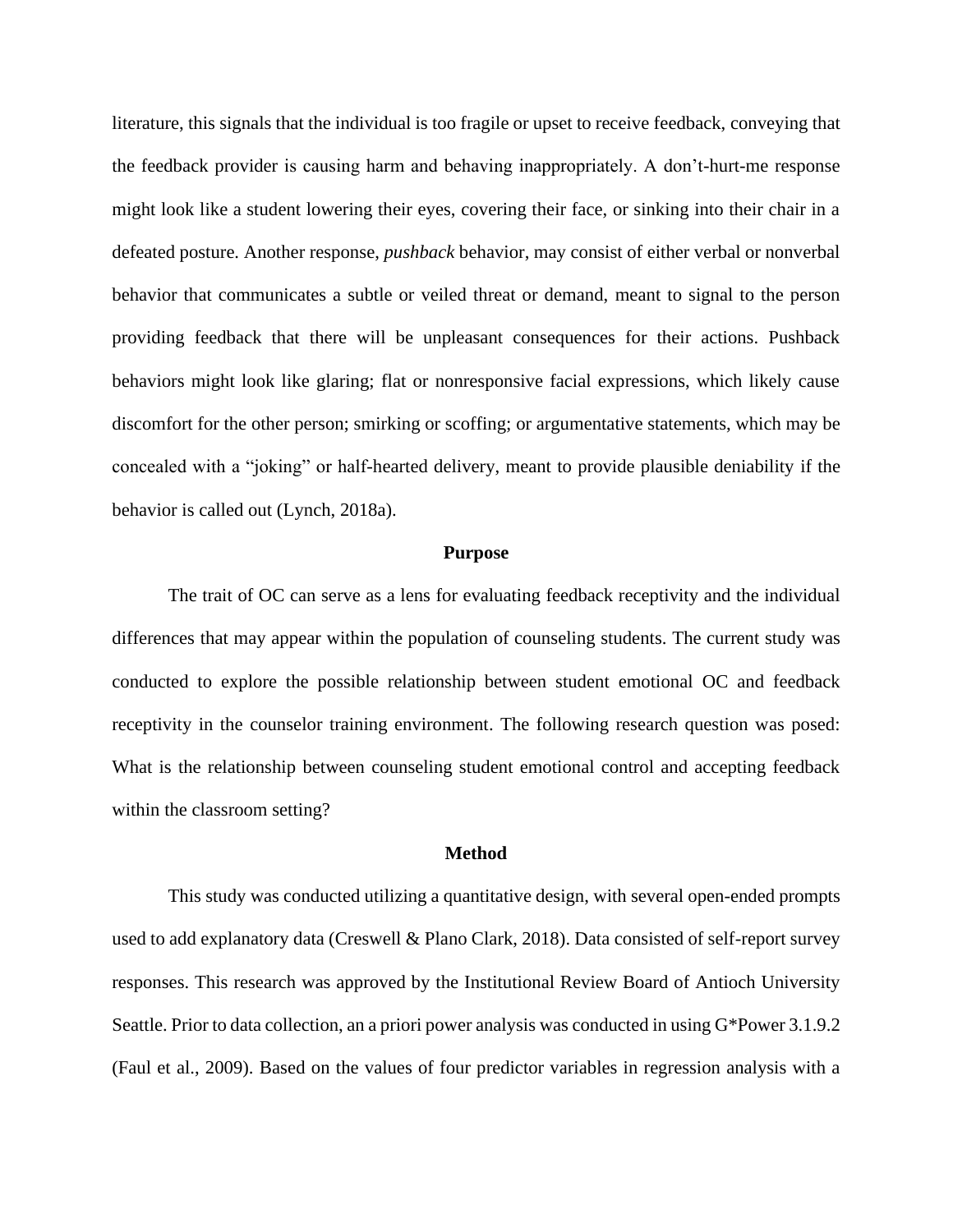literature, this signals that the individual is too fragile or upset to receive feedback, conveying that the feedback provider is causing harm and behaving inappropriately. A don't-hurt-me response might look like a student lowering their eyes, covering their face, or sinking into their chair in a defeated posture. Another response, *pushback* behavior, may consist of either verbal or nonverbal behavior that communicates a subtle or veiled threat or demand, meant to signal to the person providing feedback that there will be unpleasant consequences for their actions. Pushback behaviors might look like glaring; flat or nonresponsive facial expressions, which likely cause discomfort for the other person; smirking or scoffing; or argumentative statements, which may be concealed with a "joking" or half-hearted delivery, meant to provide plausible deniability if the behavior is called out (Lynch, 2018a).

## Purpose

The trait of OC can serve as a lens for evaluating feedback receptivity and the individual differences that may appear within the population of counseling students. The current study was conducted to explore the possible relationship between student emotional OC and feedback receptivity in the counselor training environment. The following research question was posed: What is the relationship between counseling student emotional control and accepting feedback within the classroom setting?

## Method

This study was conducted utilizing a quantitative design, with several open-ended prompts used to add explanatory data (Creswell & Plano Clark, 2018). Data consisted of self-report survey responses. This research was approved by the Institutional Review Board of Antioch University Seattle. Prior to data collection, an a priori power analysis was conducted in using G*Power 3.1.9.2 (Faul et al., 2009). Based on the values of four predictor variables in regression analysis with a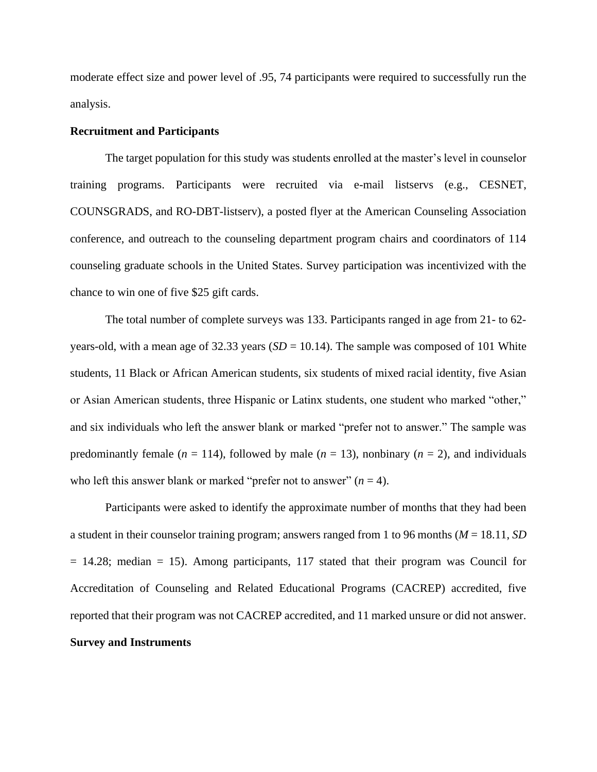moderate effect size and power level of .95, 74 participants were required to successfully run the analysis.

**Recruitment and Participants**

The target population for this study was students enrolled at the master's level in counselor training programs. Participants were recruited via e-mail listservs (e.g., CESNET, COUNSGRADS, and RO-DBT-listserv), a posted flyer at the American Counseling Association conference, and outreach to the counseling department program chairs and coordinators of 114 counseling graduate schools in the United States. Survey participation was incentivized with the chance to win one of five $25 gift cards.

The total number of complete surveys was 133. Participants ranged in age from 21- to 62-years-old, with a mean age of 32.33 years (*SD* = 10.14). The sample was composed of 101 White students, 11 Black or African American students, six students of mixed racial identity, five Asian or Asian American students, three Hispanic or Latinx students, one student who marked "other," and six individuals who left the answer blank or marked "prefer not to answer." The sample was predominantly female (*n* = 114), followed by male (*n* = 13), nonbinary (*n* = 2), and individuals who left this answer blank or marked "prefer not to answer" (*n* = 4).

Participants were asked to identify the approximate number of months that they had been a student in their counselor training program; answers ranged from 1 to 96 months (*M* = 18.11, *SD* = 14.28; median = 15). Among participants, 117 stated that their program was Council for Accreditation of Counseling and Related Educational Programs (CACREP) accredited, five reported that their program was not CACREP accredited, and 11 marked unsure or did not answer.

**Survey and Instruments**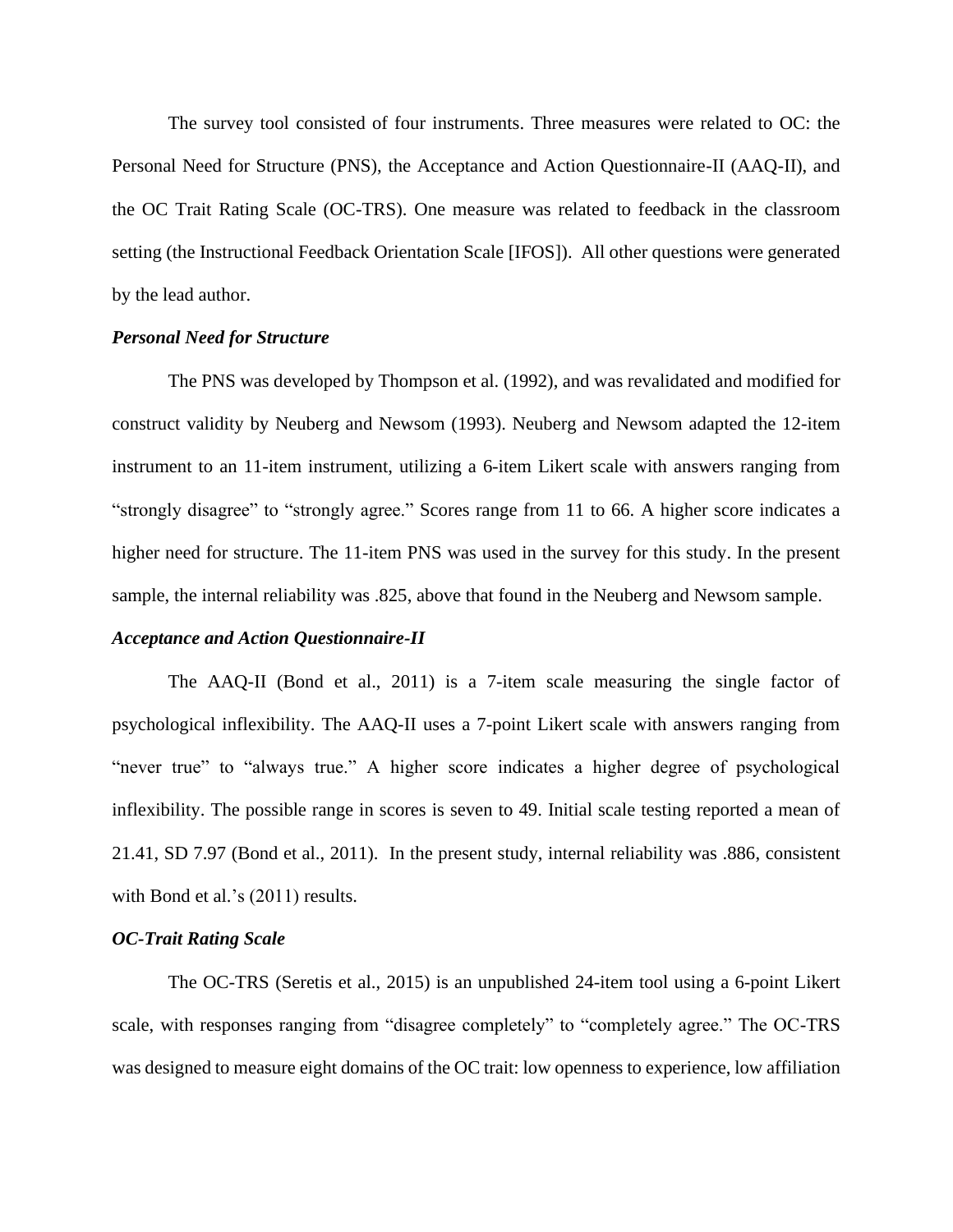The survey tool consisted of four instruments. Three measures were related to OC: the Personal Need for Structure (PNS), the Acceptance and Action Questionnaire-II (AAQ-II), and the OC Trait Rating Scale (OC-TRS). One measure was related to feedback in the classroom setting (the Instructional Feedback Orientation Scale [IFOS]). All other questions were generated by the lead author.

### *Personal Need for Structure*

The PNS was developed by Thompson et al. (1992), and was revalidated and modified for construct validity by Neuberg and Newsom (1993). Neuberg and Newsom adapted the 12-item instrument to an 11-item instrument, utilizing a 6-item Likert scale with answers ranging from "strongly disagree" to "strongly agree." Scores range from 11 to 66. A higher score indicates a higher need for structure. The 11-item PNS was used in the survey for this study. In the present sample, the internal reliability was .825, above that found in the Neuberg and Newsom sample.

### *Acceptance and Action Questionnaire-II*

The AAQ-II (Bond et al., 2011) is a 7-item scale measuring the single factor of psychological inflexibility. The AAQ-II uses a 7-point Likert scale with answers ranging from "never true" to "always true." A higher score indicates a higher degree of psychological inflexibility. The possible range in scores is seven to 49. Initial scale testing reported a mean of 21.41, SD 7.97 (Bond et al., 2011). In the present study, internal reliability was .886, consistent with Bond et al.'s (2011) results.

### *OC-Trait Rating Scale*

The OC-TRS (Seretis et al., 2015) is an unpublished 24-item tool using a 6-point Likert scale, with responses ranging from "disagree completely" to "completely agree." The OC-TRS was designed to measure eight domains of the OC trait: low openness to experience, low affiliation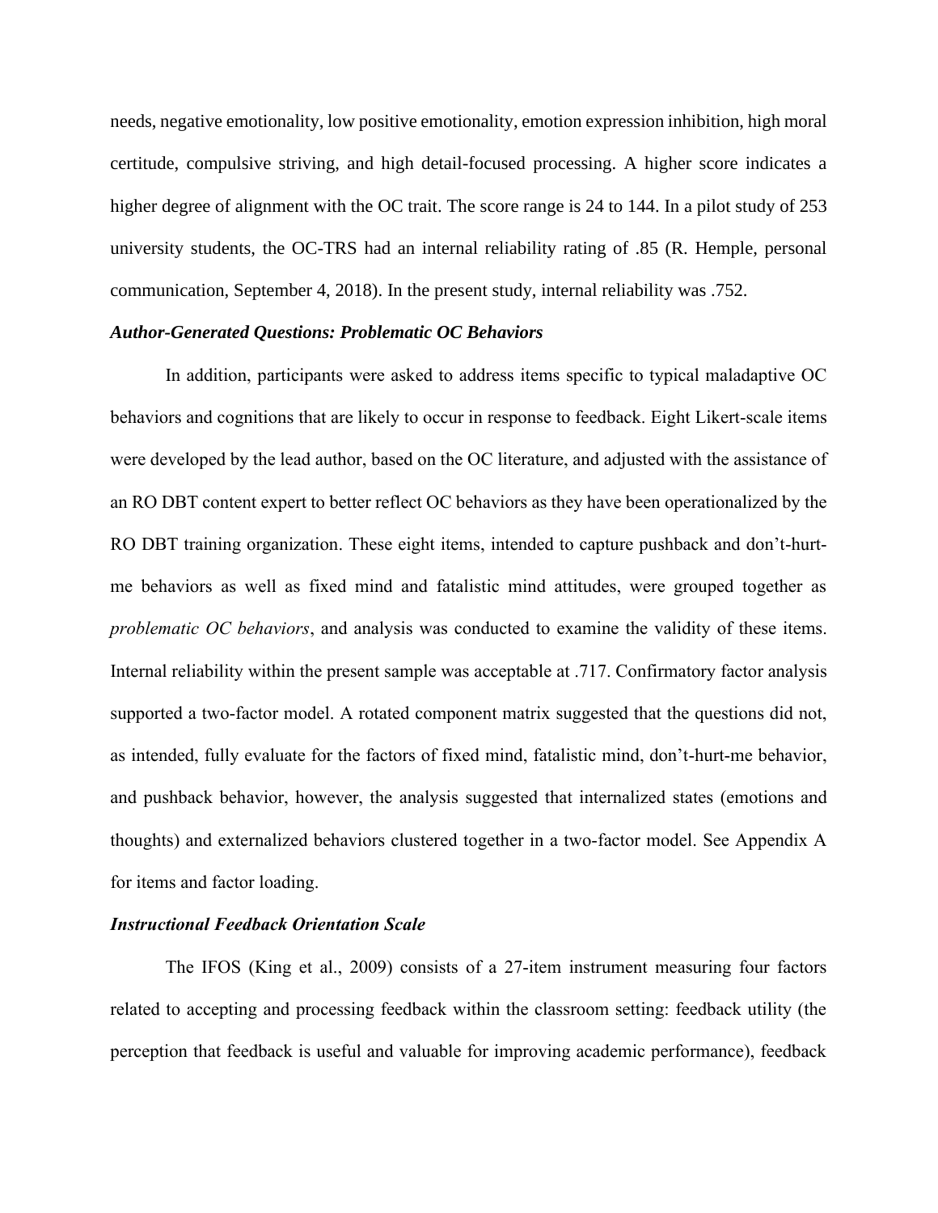needs, negative emotionality, low positive emotionality, emotion expression inhibition, high moral certitude, compulsive striving, and high detail-focused processing. A higher score indicates a higher degree of alignment with the OC trait. The score range is 24 to 144. In a pilot study of 253 university students, the OC-TRS had an internal reliability rating of .85 (R. Hemple, personal communication, September 4, 2018). In the present study, internal reliability was .752.

### *Author-Generated Questions: Problematic OC Behaviors*

In addition, participants were asked to address items specific to typical maladaptive OC behaviors and cognitions that are likely to occur in response to feedback. Eight Likert-scale items were developed by the lead author, based on the OC literature, and adjusted with the assistance of an RO DBT content expert to better reflect OC behaviors as they have been operationalized by the RO DBT training organization. These eight items, intended to capture pushback and don't-hurt-me behaviors as well as fixed mind and fatalistic mind attitudes, were grouped together as *problematic OC behaviors*, and analysis was conducted to examine the validity of these items. Internal reliability within the present sample was acceptable at .717. Confirmatory factor analysis supported a two-factor model. A rotated component matrix suggested that the questions did not, as intended, fully evaluate for the factors of fixed mind, fatalistic mind, don't-hurt-me behavior, and pushback behavior, however, the analysis suggested that internalized states (emotions and thoughts) and externalized behaviors clustered together in a two-factor model. See Appendix A for items and factor loading.

### *Instructional Feedback Orientation Scale*

The IFOS (King et al., 2009) consists of a 27-item instrument measuring four factors related to accepting and processing feedback within the classroom setting: feedback utility (the perception that feedback is useful and valuable for improving academic performance), feedback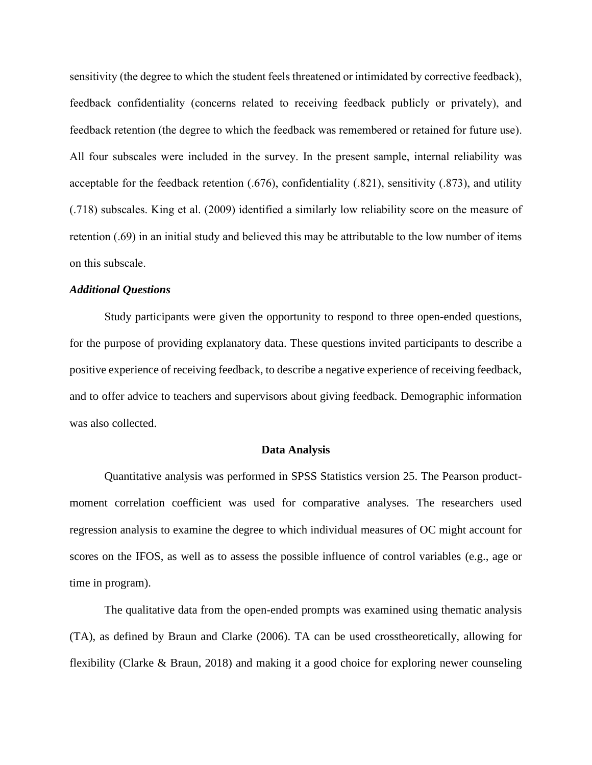sensitivity (the degree to which the student feels threatened or intimidated by corrective feedback), feedback confidentiality (concerns related to receiving feedback publicly or privately), and feedback retention (the degree to which the feedback was remembered or retained for future use). All four subscales were included in the survey. In the present sample, internal reliability was acceptable for the feedback retention (.676), confidentiality (.821), sensitivity (.873), and utility (.718) subscales. King et al. (2009) identified a similarly low reliability score on the measure of retention (.69) in an initial study and believed this may be attributable to the low number of items on this subscale.

***Additional Questions***

Study participants were given the opportunity to respond to three open-ended questions, for the purpose of providing explanatory data. These questions invited participants to describe a positive experience of receiving feedback, to describe a negative experience of receiving feedback, and to offer advice to teachers and supervisors about giving feedback. Demographic information was also collected.

## Data Analysis

Quantitative analysis was performed in SPSS Statistics version 25. The Pearson product-moment correlation coefficient was used for comparative analyses. The researchers used regression analysis to examine the degree to which individual measures of OC might account for scores on the IFOS, as well as to assess the possible influence of control variables (e.g., age or time in program).

The qualitative data from the open-ended prompts was examined using thematic analysis (TA), as defined by Braun and Clarke (2006). TA can be used crosstheoretically, allowing for flexibility (Clarke & Braun, 2018) and making it a good choice for exploring newer counseling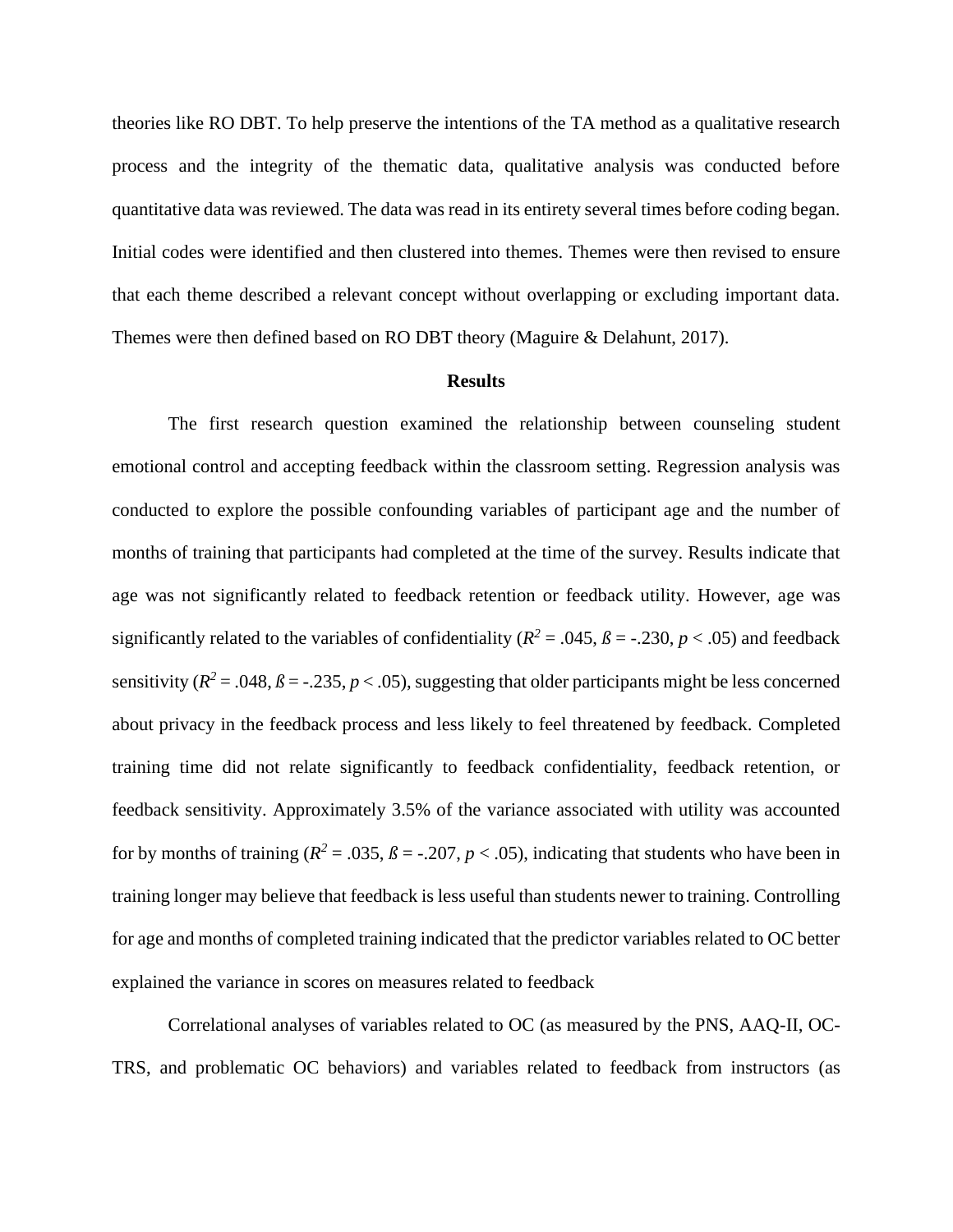theories like RO DBT. To help preserve the intentions of the TA method as a qualitative research process and the integrity of the thematic data, qualitative analysis was conducted before quantitative data was reviewed. The data was read in its entirety several times before coding began. Initial codes were identified and then clustered into themes. Themes were then revised to ensure that each theme described a relevant concept without overlapping or excluding important data. Themes were then defined based on RO DBT theory (Maguire & Delahunt, 2017).

## Results

The first research question examined the relationship between counseling student emotional control and accepting feedback within the classroom setting. Regression analysis was conducted to explore the possible confounding variables of participant age and the number of months of training that participants had completed at the time of the survey. Results indicate that age was not significantly related to feedback retention or feedback utility. However, age was significantly related to the variables of confidentiality ($R^2 = .045$, $ß = -.230$, $p < .05$) and feedback sensitivity ($R^2 = .048$, $ß = -.235$, $p < .05$), suggesting that older participants might be less concerned about privacy in the feedback process and less likely to feel threatened by feedback. Completed training time did not relate significantly to feedback confidentiality, feedback retention, or feedback sensitivity. Approximately 3.5% of the variance associated with utility was accounted for by months of training ($R^2 = .035$, $ß = -.207$, $p < .05$), indicating that students who have been in training longer may believe that feedback is less useful than students newer to training. Controlling for age and months of completed training indicated that the predictor variables related to OC better explained the variance in scores on measures related to feedback

Correlational analyses of variables related to OC (as measured by the PNS, AAQ-II, OC-TRS, and problematic OC behaviors) and variables related to feedback from instructors (as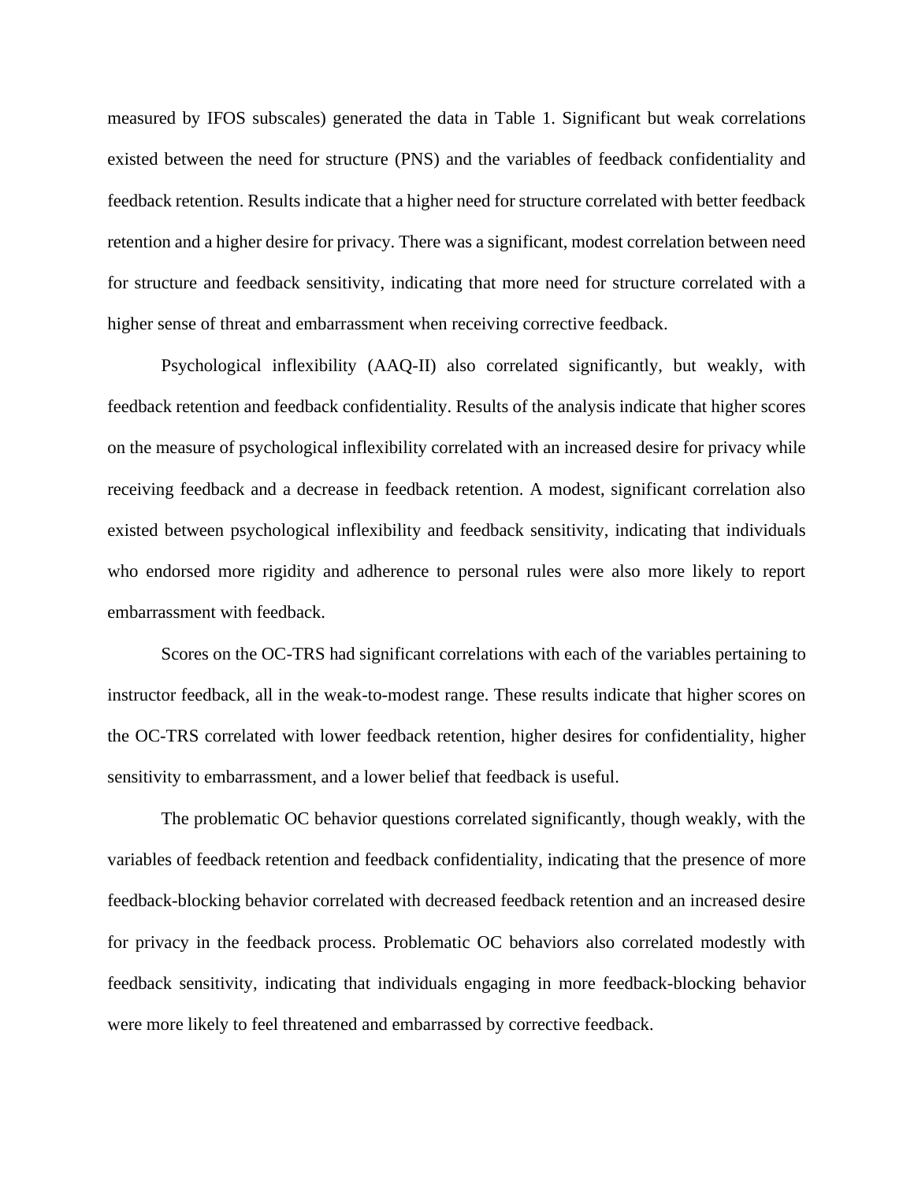measured by IFOS subscales) generated the data in Table 1. Significant but weak correlations existed between the need for structure (PNS) and the variables of feedback confidentiality and feedback retention. Results indicate that a higher need for structure correlated with better feedback retention and a higher desire for privacy. There was a significant, modest correlation between need for structure and feedback sensitivity, indicating that more need for structure correlated with a higher sense of threat and embarrassment when receiving corrective feedback.

Psychological inflexibility (AAQ-II) also correlated significantly, but weakly, with feedback retention and feedback confidentiality. Results of the analysis indicate that higher scores on the measure of psychological inflexibility correlated with an increased desire for privacy while receiving feedback and a decrease in feedback retention. A modest, significant correlation also existed between psychological inflexibility and feedback sensitivity, indicating that individuals who endorsed more rigidity and adherence to personal rules were also more likely to report embarrassment with feedback.

Scores on the OC-TRS had significant correlations with each of the variables pertaining to instructor feedback, all in the weak-to-modest range. These results indicate that higher scores on the OC-TRS correlated with lower feedback retention, higher desires for confidentiality, higher sensitivity to embarrassment, and a lower belief that feedback is useful.

The problematic OC behavior questions correlated significantly, though weakly, with the variables of feedback retention and feedback confidentiality, indicating that the presence of more feedback-blocking behavior correlated with decreased feedback retention and an increased desire for privacy in the feedback process. Problematic OC behaviors also correlated modestly with feedback sensitivity, indicating that individuals engaging in more feedback-blocking behavior were more likely to feel threatened and embarrassed by corrective feedback.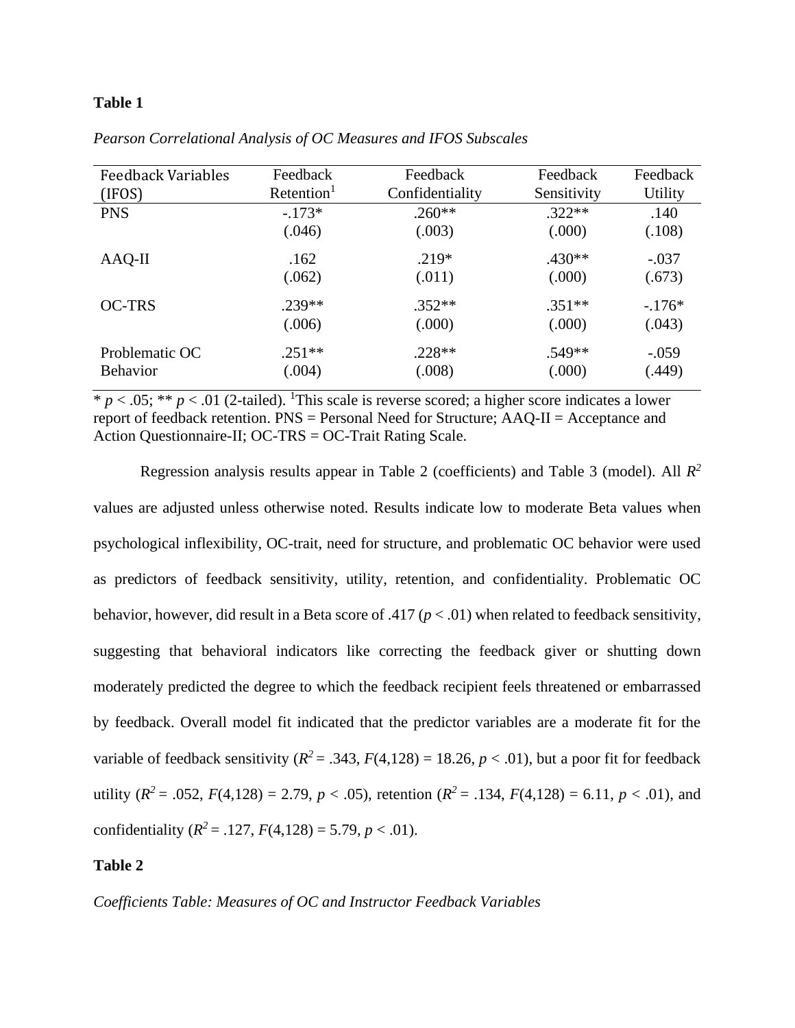**Table 1**

*Pearson Correlational Analysis of OC Measures and IFOS Subscales*

| Feedback Variables (IFOS) | Feedback Retention[1] | Feedback Confidentiality | Feedback Sensitivity | Feedback Utility |
|---|---|---|---|---|
| PNS | -.173* (.046) | .260** (.003) | .322** (.000) | .140 (.108) |
| AAQ-II | .162 (.062) | .219* (.011) | .430** (.000) | -.037 (.673) |
| OC-TRS | .239** (.006) | .352** (.000) | .351** (.000) | -.176* (.043) |
| Problematic OC Behavior | .251** (.004) | .228** (.008) | .549** (.000) | -.059 (.449) |

* $p < .05$; ** $p < .01$ (2-tailed). [1]This scale is reverse scored; a higher score indicates a lower report of feedback retention. PNS = Personal Need for Structure; AAQ-II = Acceptance and Action Questionnaire-II; OC-TRS = OC-Trait Rating Scale.

Regression analysis results appear in Table 2 (coefficients) and Table 3 (model). All $R^2$ values are adjusted unless otherwise noted. Results indicate low to moderate Beta values when psychological inflexibility, OC-trait, need for structure, and problematic OC behavior were used as predictors of feedback sensitivity, utility, retention, and confidentiality. Problematic OC behavior, however, did result in a Beta score of .417 ($p < .01$) when related to feedback sensitivity, suggesting that behavioral indicators like correcting the feedback giver or shutting down moderately predicted the degree to which the feedback recipient feels threatened or embarrassed by feedback. Overall model fit indicated that the predictor variables are a moderate fit for the variable of feedback sensitivity ($R^2 = .343$, $F(4,128) = 18.26$, $p < .01$), but a poor fit for feedback utility ($R^2 = .052$, $F(4,128) = 2.79$, $p < .05$), retention ($R^2 = .134$, $F(4,128) = 6.11$, $p < .01$), and confidentiality ($R^2 = .127$, $F(4,128) = 5.79$, $p < .01$).

**Table 2**

*Coefficients Table: Measures of OC and Instructor Feedback Variables*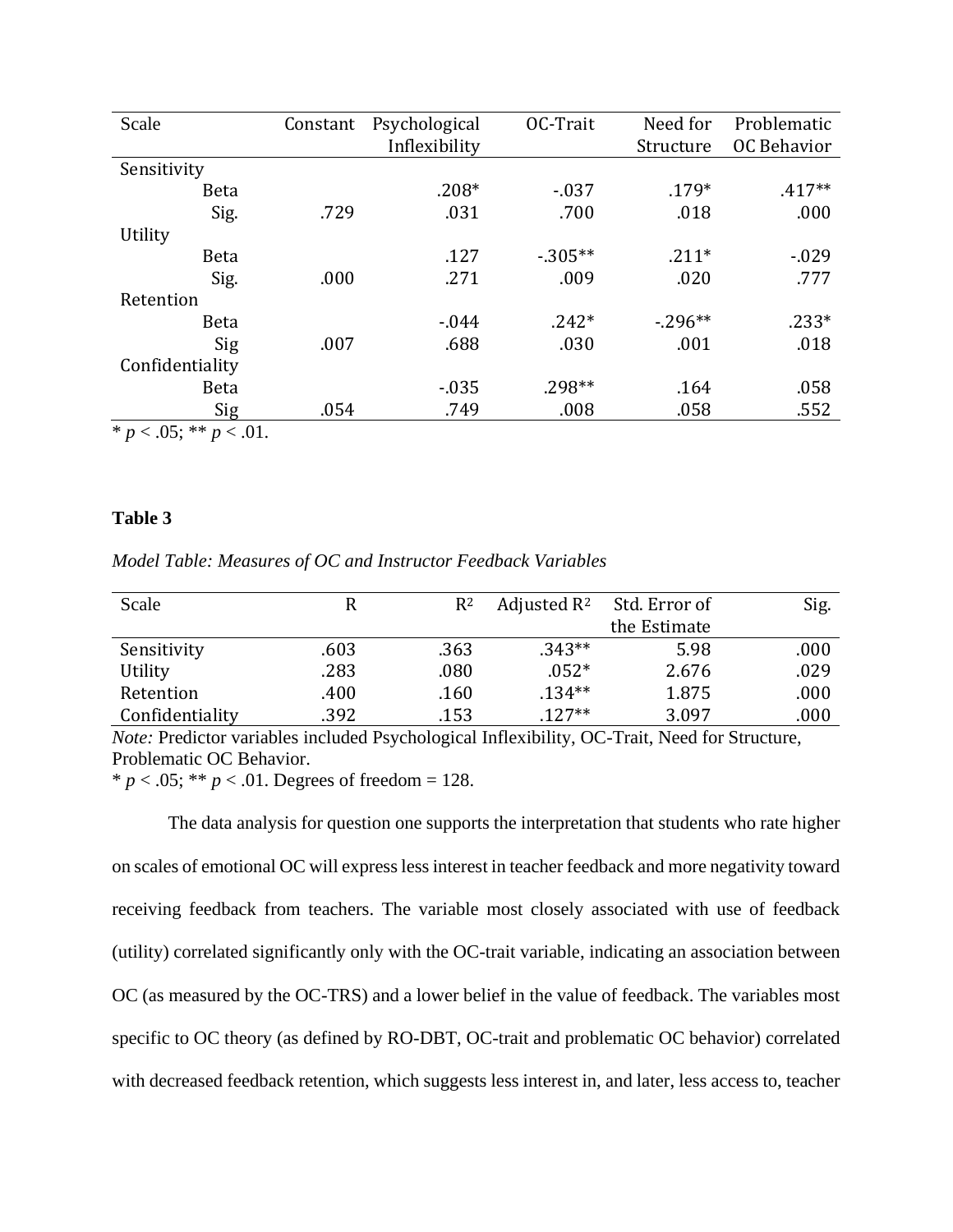| Scale | Constant | Psychological Inflexibility | OC-Trait | Need for Structure | Problematic OC Behavior |
|---|---|---|---|---|---|
| Sensitivity | | | | | |
| Beta | | .208* | -.037 | .179* | .417** |
| Sig. | .729 | .031 | .700 | .018 | .000 |
| Utility | | | | | |
| Beta | | .127 | -.305** | .211* | -.029 |
| Sig. | .000 | .271 | .009 | .020 | .777 |
| Retention | | | | | |
| Beta | | -.044 | .242* | -.296** | .233* |
| Sig | .007 | .688 | .030 | .001 | .018 |
| Confidentiality | | | | | |
| Beta | | -.035 | .298** | .164 | .058 |
| Sig | .054 | .749 | .008 | .058 | .552 |

* $p < .05$; ** $p < .01$.

**Table 3**

*Model Table: Measures of OC and Instructor Feedback Variables*

| Scale | R | $R^2$ | Adjusted $R^2$ | Std. Error of the Estimate | Sig. |
|---|---|---|---|---|---|
| Sensitivity | .603 | .363 | .343** | 5.98 | .000 |
| Utility | .283 | .080 | .052* | 2.676 | .029 |
| Retention | .400 | .160 | .134** | 1.875 | .000 |
| Confidentiality | .392 | .153 | .127** | 3.097 | .000 |

*Note:* Predictor variables included Psychological Inflexibility, OC-Trait, Need for Structure, Problematic OC Behavior.

* $p < .05$; ** $p < .01$. Degrees of freedom = 128.

The data analysis for question one supports the interpretation that students who rate higher on scales of emotional OC will express less interest in teacher feedback and more negativity toward receiving feedback from teachers. The variable most closely associated with use of feedback (utility) correlated significantly only with the OC-trait variable, indicating an association between OC (as measured by the OC-TRS) and a lower belief in the value of feedback. The variables most specific to OC theory (as defined by RO-DBT, OC-trait and problematic OC behavior) correlated with decreased feedback retention, which suggests less interest in, and later, less access to, teacher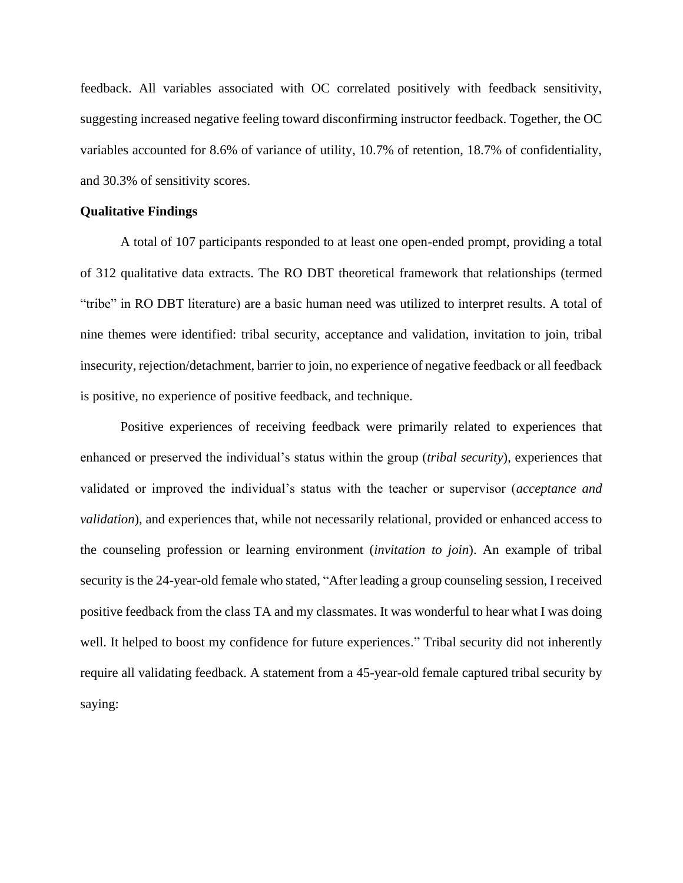feedback. All variables associated with OC correlated positively with feedback sensitivity, suggesting increased negative feeling toward disconfirming instructor feedback. Together, the OC variables accounted for 8.6% of variance of utility, 10.7% of retention, 18.7% of confidentiality, and 30.3% of sensitivity scores.

**Qualitative Findings**

A total of 107 participants responded to at least one open-ended prompt, providing a total of 312 qualitative data extracts. The RO DBT theoretical framework that relationships (termed "tribe" in RO DBT literature) are a basic human need was utilized to interpret results. A total of nine themes were identified: tribal security, acceptance and validation, invitation to join, tribal insecurity, rejection/detachment, barrier to join, no experience of negative feedback or all feedback is positive, no experience of positive feedback, and technique.

Positive experiences of receiving feedback were primarily related to experiences that enhanced or preserved the individual's status within the group (*tribal security*), experiences that validated or improved the individual's status with the teacher or supervisor (*acceptance and validation*), and experiences that, while not necessarily relational, provided or enhanced access to the counseling profession or learning environment (*invitation to join*). An example of tribal security is the 24-year-old female who stated, "After leading a group counseling session, I received positive feedback from the class TA and my classmates. It was wonderful to hear what I was doing well. It helped to boost my confidence for future experiences." Tribal security did not inherently require all validating feedback. A statement from a 45-year-old female captured tribal security by saying: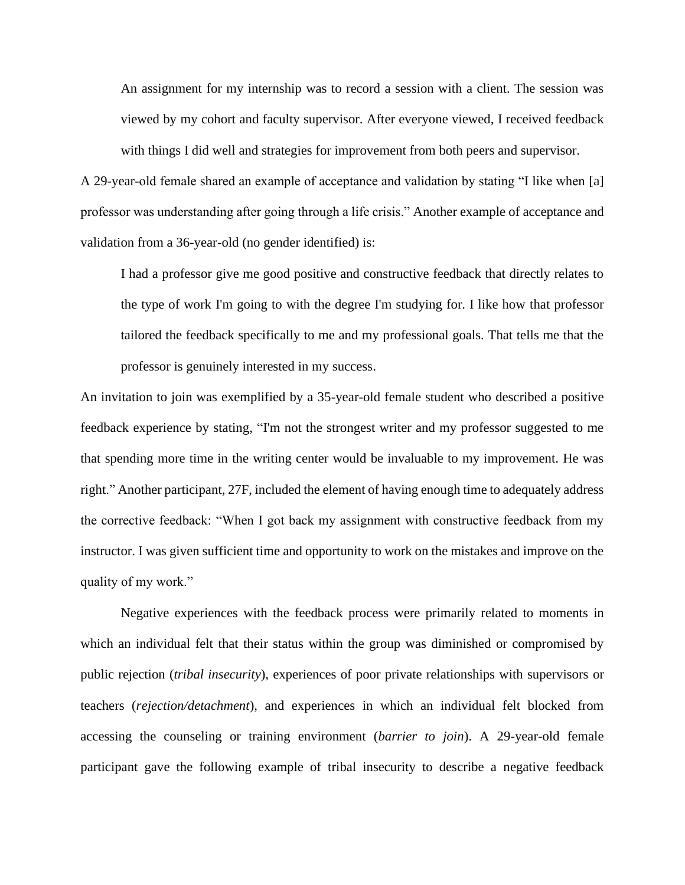> An assignment for my internship was to record a session with a client. The session was viewed by my cohort and faculty supervisor. After everyone viewed, I received feedback with things I did well and strategies for improvement from both peers and supervisor.

A 29-year-old female shared an example of acceptance and validation by stating "I like when [a] professor was understanding after going through a life crisis." Another example of acceptance and validation from a 36-year-old (no gender identified) is:

> I had a professor give me good positive and constructive feedback that directly relates to the type of work I'm going to with the degree I'm studying for. I like how that professor tailored the feedback specifically to me and my professional goals. That tells me that the professor is genuinely interested in my success.

An invitation to join was exemplified by a 35-year-old female student who described a positive feedback experience by stating, "I'm not the strongest writer and my professor suggested to me that spending more time in the writing center would be invaluable to my improvement. He was right." Another participant, 27F, included the element of having enough time to adequately address the corrective feedback: "When I got back my assignment with constructive feedback from my instructor. I was given sufficient time and opportunity to work on the mistakes and improve on the quality of my work."

Negative experiences with the feedback process were primarily related to moments in which an individual felt that their status within the group was diminished or compromised by public rejection (*tribal insecurity*), experiences of poor private relationships with supervisors or teachers (*rejection/detachment*), and experiences in which an individual felt blocked from accessing the counseling or training environment (*barrier to join*). A 29-year-old female participant gave the following example of tribal insecurity to describe a negative feedback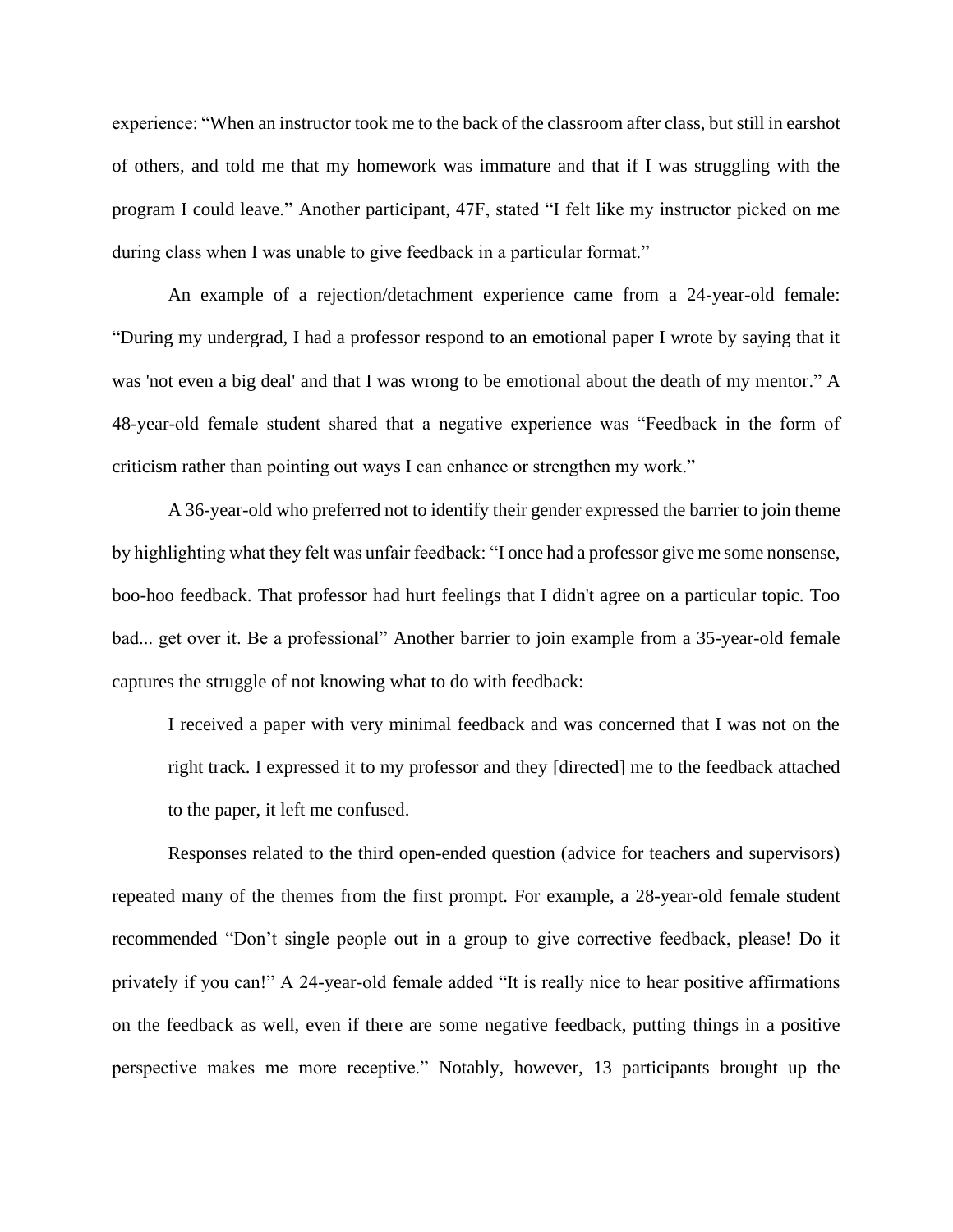experience: “When an instructor took me to the back of the classroom after class, but still in earshot of others, and told me that my homework was immature and that if I was struggling with the program I could leave.” Another participant, 47F, stated “I felt like my instructor picked on me during class when I was unable to give feedback in a particular format.”

An example of a rejection/detachment experience came from a 24-year-old female: “During my undergrad, I had a professor respond to an emotional paper I wrote by saying that it was 'not even a big deal' and that I was wrong to be emotional about the death of my mentor.” A 48-year-old female student shared that a negative experience was “Feedback in the form of criticism rather than pointing out ways I can enhance or strengthen my work.”

A 36-year-old who preferred not to identify their gender expressed the barrier to join theme by highlighting what they felt was unfair feedback: “I once had a professor give me some nonsense, boo-hoo feedback. That professor had hurt feelings that I didn't agree on a particular topic. Too bad... get over it. Be a professional” Another barrier to join example from a 35-year-old female captures the struggle of not knowing what to do with feedback:

> I received a paper with very minimal feedback and was concerned that I was not on the right track. I expressed it to my professor and they [directed] me to the feedback attached to the paper, it left me confused.

Responses related to the third open-ended question (advice for teachers and supervisors) repeated many of the themes from the first prompt. For example, a 28-year-old female student recommended “Don’t single people out in a group to give corrective feedback, please! Do it privately if you can!” A 24-year-old female added “It is really nice to hear positive affirmations on the feedback as well, even if there are some negative feedback, putting things in a positive perspective makes me more receptive.” Notably, however, 13 participants brought up the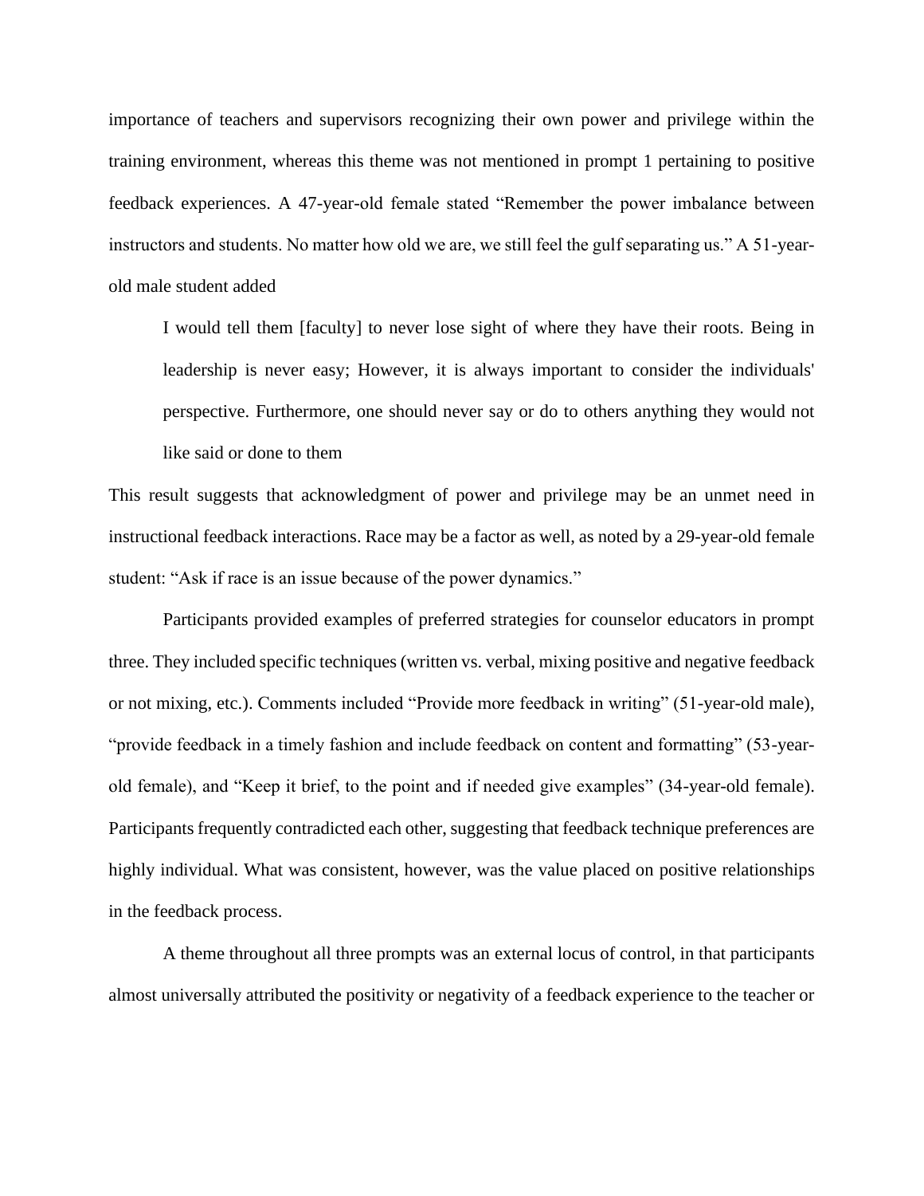importance of teachers and supervisors recognizing their own power and privilege within the training environment, whereas this theme was not mentioned in prompt 1 pertaining to positive feedback experiences. A 47-year-old female stated "Remember the power imbalance between instructors and students. No matter how old we are, we still feel the gulf separating us." A 51-year-old male student added

> I would tell them [faculty] to never lose sight of where they have their roots. Being in leadership is never easy; However, it is always important to consider the individuals' perspective. Furthermore, one should never say or do to others anything they would not like said or done to them

This result suggests that acknowledgment of power and privilege may be an unmet need in instructional feedback interactions. Race may be a factor as well, as noted by a 29-year-old female student: "Ask if race is an issue because of the power dynamics."

Participants provided examples of preferred strategies for counselor educators in prompt three. They included specific techniques (written vs. verbal, mixing positive and negative feedback or not mixing, etc.). Comments included "Provide more feedback in writing" (51-year-old male), "provide feedback in a timely fashion and include feedback on content and formatting" (53-year-old female), and "Keep it brief, to the point and if needed give examples" (34-year-old female). Participants frequently contradicted each other, suggesting that feedback technique preferences are highly individual. What was consistent, however, was the value placed on positive relationships in the feedback process.

A theme throughout all three prompts was an external locus of control, in that participants almost universally attributed the positivity or negativity of a feedback experience to the teacher or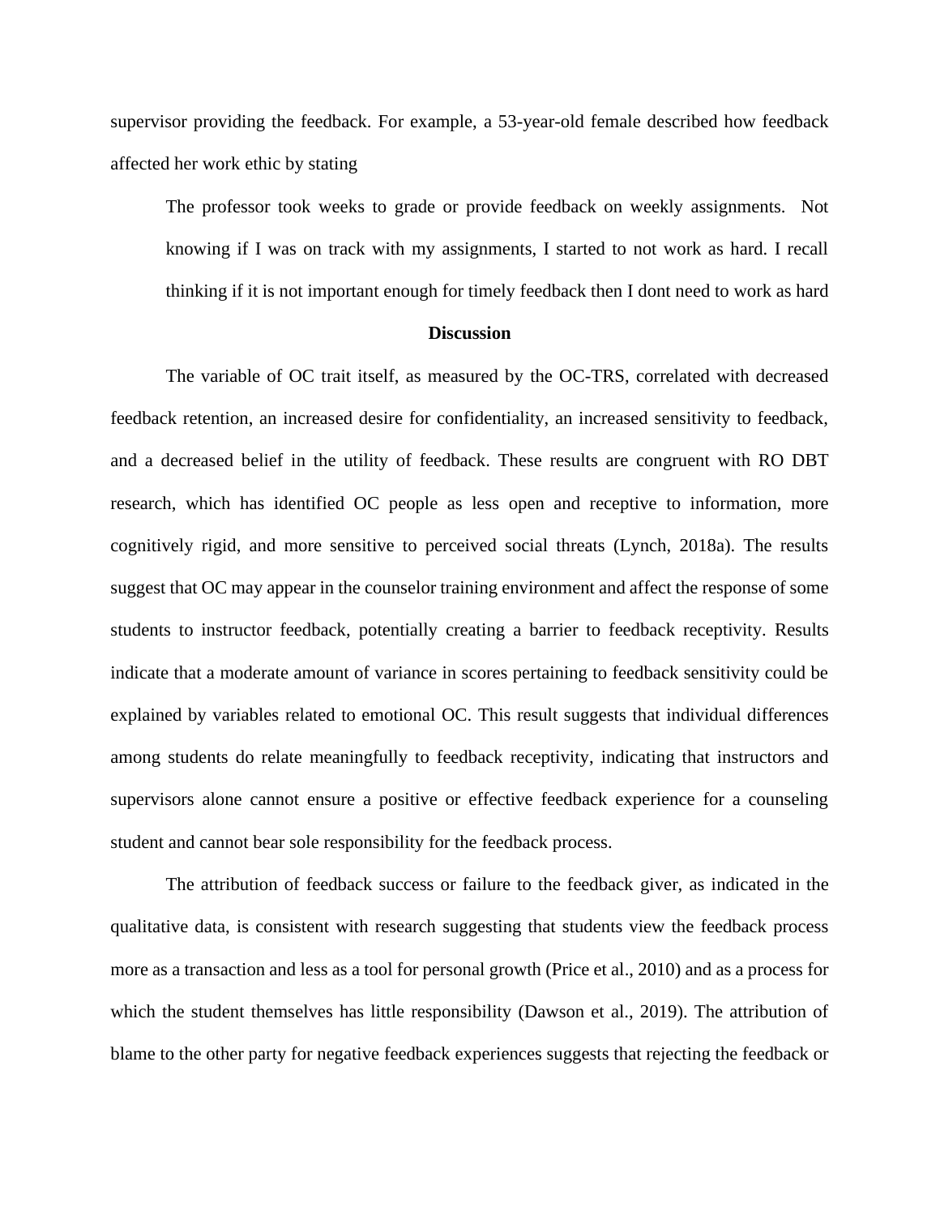supervisor providing the feedback. For example, a 53-year-old female described how feedback affected her work ethic by stating

> The professor took weeks to grade or provide feedback on weekly assignments. Not knowing if I was on track with my assignments, I started to not work as hard. I recall thinking if it is not important enough for timely feedback then I dont need to work as hard

## Discussion

The variable of OC trait itself, as measured by the OC-TRS, correlated with decreased feedback retention, an increased desire for confidentiality, an increased sensitivity to feedback, and a decreased belief in the utility of feedback. These results are congruent with RO DBT research, which has identified OC people as less open and receptive to information, more cognitively rigid, and more sensitive to perceived social threats (Lynch, 2018a). The results suggest that OC may appear in the counselor training environment and affect the response of some students to instructor feedback, potentially creating a barrier to feedback receptivity. Results indicate that a moderate amount of variance in scores pertaining to feedback sensitivity could be explained by variables related to emotional OC. This result suggests that individual differences among students do relate meaningfully to feedback receptivity, indicating that instructors and supervisors alone cannot ensure a positive or effective feedback experience for a counseling student and cannot bear sole responsibility for the feedback process.

The attribution of feedback success or failure to the feedback giver, as indicated in the qualitative data, is consistent with research suggesting that students view the feedback process more as a transaction and less as a tool for personal growth (Price et al., 2010) and as a process for which the student themselves has little responsibility (Dawson et al., 2019). The attribution of blame to the other party for negative feedback experiences suggests that rejecting the feedback or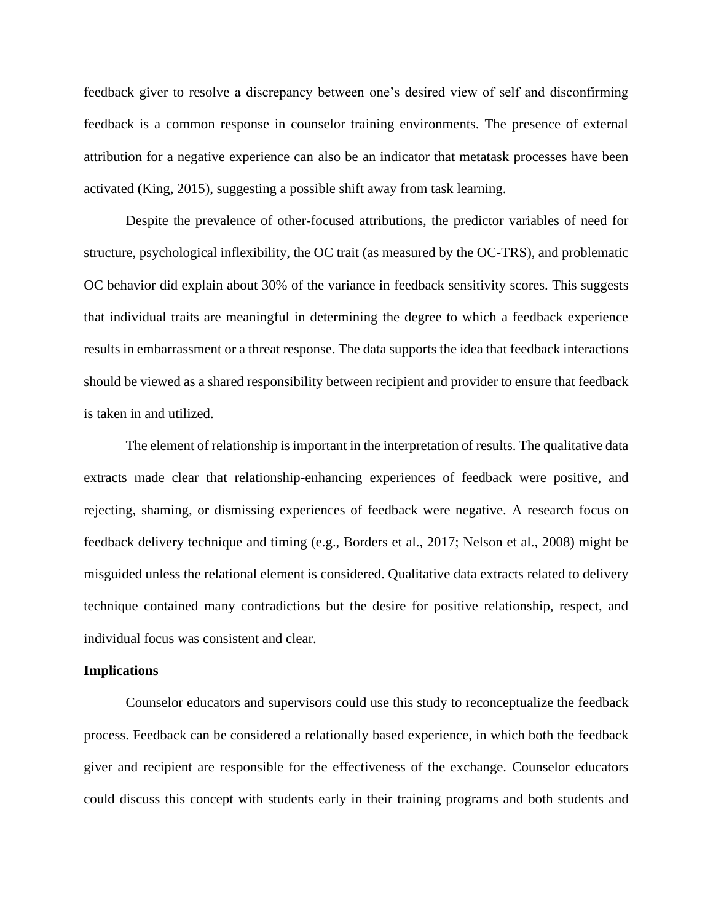feedback giver to resolve a discrepancy between one's desired view of self and disconfirming feedback is a common response in counselor training environments. The presence of external attribution for a negative experience can also be an indicator that metatask processes have been activated (King, 2015), suggesting a possible shift away from task learning.

Despite the prevalence of other-focused attributions, the predictor variables of need for structure, psychological inflexibility, the OC trait (as measured by the OC-TRS), and problematic OC behavior did explain about 30% of the variance in feedback sensitivity scores. This suggests that individual traits are meaningful in determining the degree to which a feedback experience results in embarrassment or a threat response. The data supports the idea that feedback interactions should be viewed as a shared responsibility between recipient and provider to ensure that feedback is taken in and utilized.

The element of relationship is important in the interpretation of results. The qualitative data extracts made clear that relationship-enhancing experiences of feedback were positive, and rejecting, shaming, or dismissing experiences of feedback were negative. A research focus on feedback delivery technique and timing (e.g., Borders et al., 2017; Nelson et al., 2008) might be misguided unless the relational element is considered. Qualitative data extracts related to delivery technique contained many contradictions but the desire for positive relationship, respect, and individual focus was consistent and clear.

**Implications**

Counselor educators and supervisors could use this study to reconceptualize the feedback process. Feedback can be considered a relationally based experience, in which both the feedback giver and recipient are responsible for the effectiveness of the exchange. Counselor educators could discuss this concept with students early in their training programs and both students and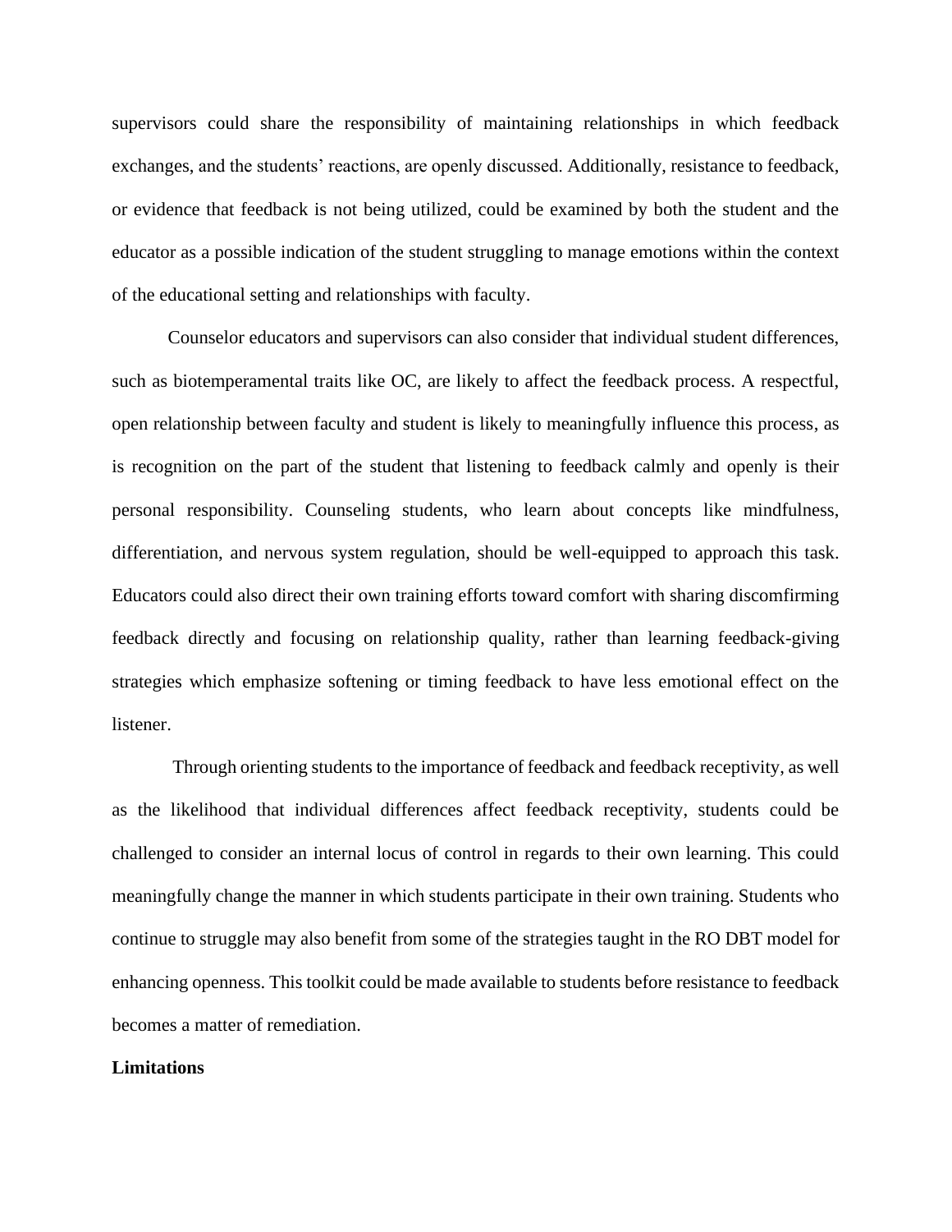supervisors could share the responsibility of maintaining relationships in which feedback exchanges, and the students' reactions, are openly discussed. Additionally, resistance to feedback, or evidence that feedback is not being utilized, could be examined by both the student and the educator as a possible indication of the student struggling to manage emotions within the context of the educational setting and relationships with faculty.

Counselor educators and supervisors can also consider that individual student differences, such as biotemperamental traits like OC, are likely to affect the feedback process. A respectful, open relationship between faculty and student is likely to meaningfully influence this process, as is recognition on the part of the student that listening to feedback calmly and openly is their personal responsibility. Counseling students, who learn about concepts like mindfulness, differentiation, and nervous system regulation, should be well-equipped to approach this task. Educators could also direct their own training efforts toward comfort with sharing discomfirming feedback directly and focusing on relationship quality, rather than learning feedback-giving strategies which emphasize softening or timing feedback to have less emotional effect on the listener.

Through orienting students to the importance of feedback and feedback receptivity, as well as the likelihood that individual differences affect feedback receptivity, students could be challenged to consider an internal locus of control in regards to their own learning. This could meaningfully change the manner in which students participate in their own training. Students who continue to struggle may also benefit from some of the strategies taught in the RO DBT model for enhancing openness. This toolkit could be made available to students before resistance to feedback becomes a matter of remediation.

**Limitations**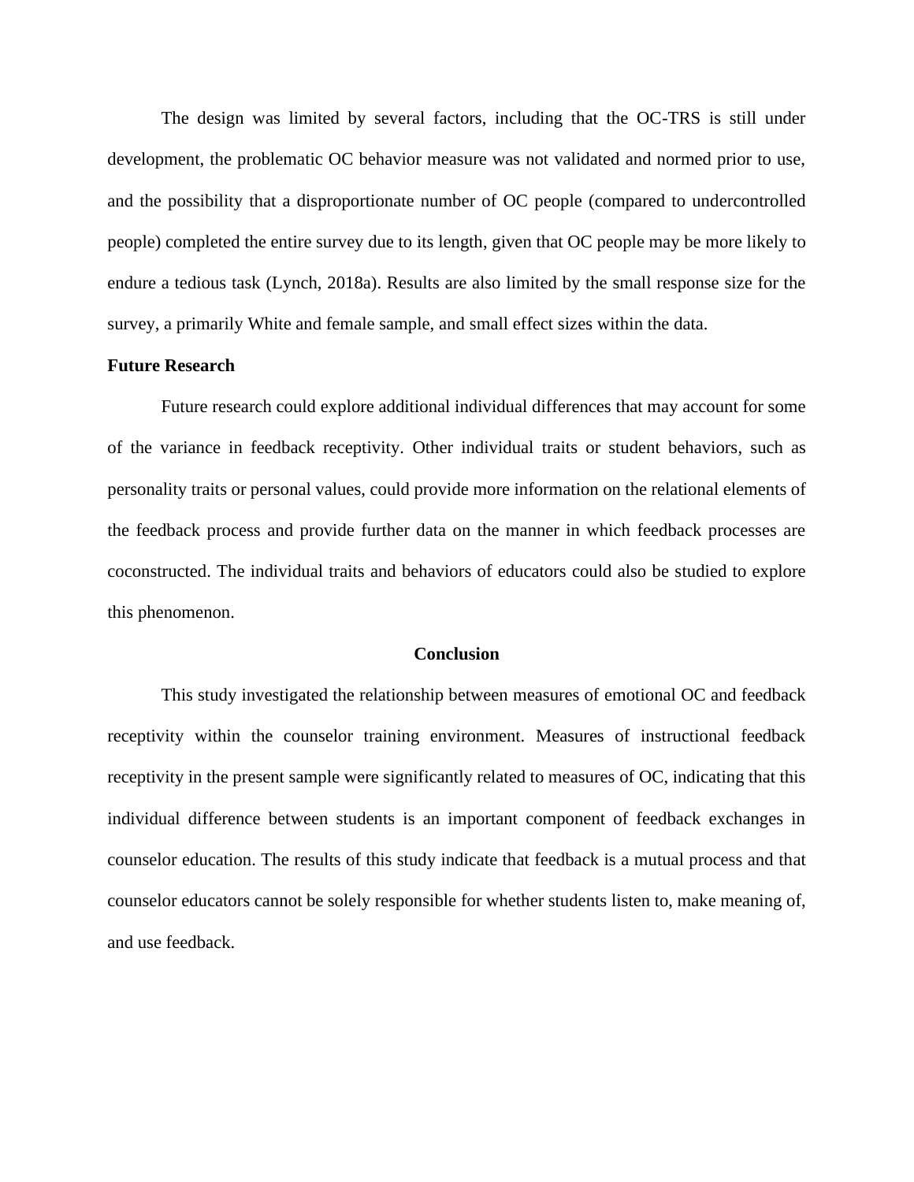The design was limited by several factors, including that the OC-TRS is still under development, the problematic OC behavior measure was not validated and normed prior to use, and the possibility that a disproportionate number of OC people (compared to undercontrolled people) completed the entire survey due to its length, given that OC people may be more likely to endure a tedious task (Lynch, 2018a). Results are also limited by the small response size for the survey, a primarily White and female sample, and small effect sizes within the data.

### Future Research

Future research could explore additional individual differences that may account for some of the variance in feedback receptivity. Other individual traits or student behaviors, such as personality traits or personal values, could provide more information on the relational elements of the feedback process and provide further data on the manner in which feedback processes are coconstructed. The individual traits and behaviors of educators could also be studied to explore this phenomenon.

## Conclusion

This study investigated the relationship between measures of emotional OC and feedback receptivity within the counselor training environment. Measures of instructional feedback receptivity in the present sample were significantly related to measures of OC, indicating that this individual difference between students is an important component of feedback exchanges in counselor education. The results of this study indicate that feedback is a mutual process and that counselor educators cannot be solely responsible for whether students listen to, make meaning of, and use feedback.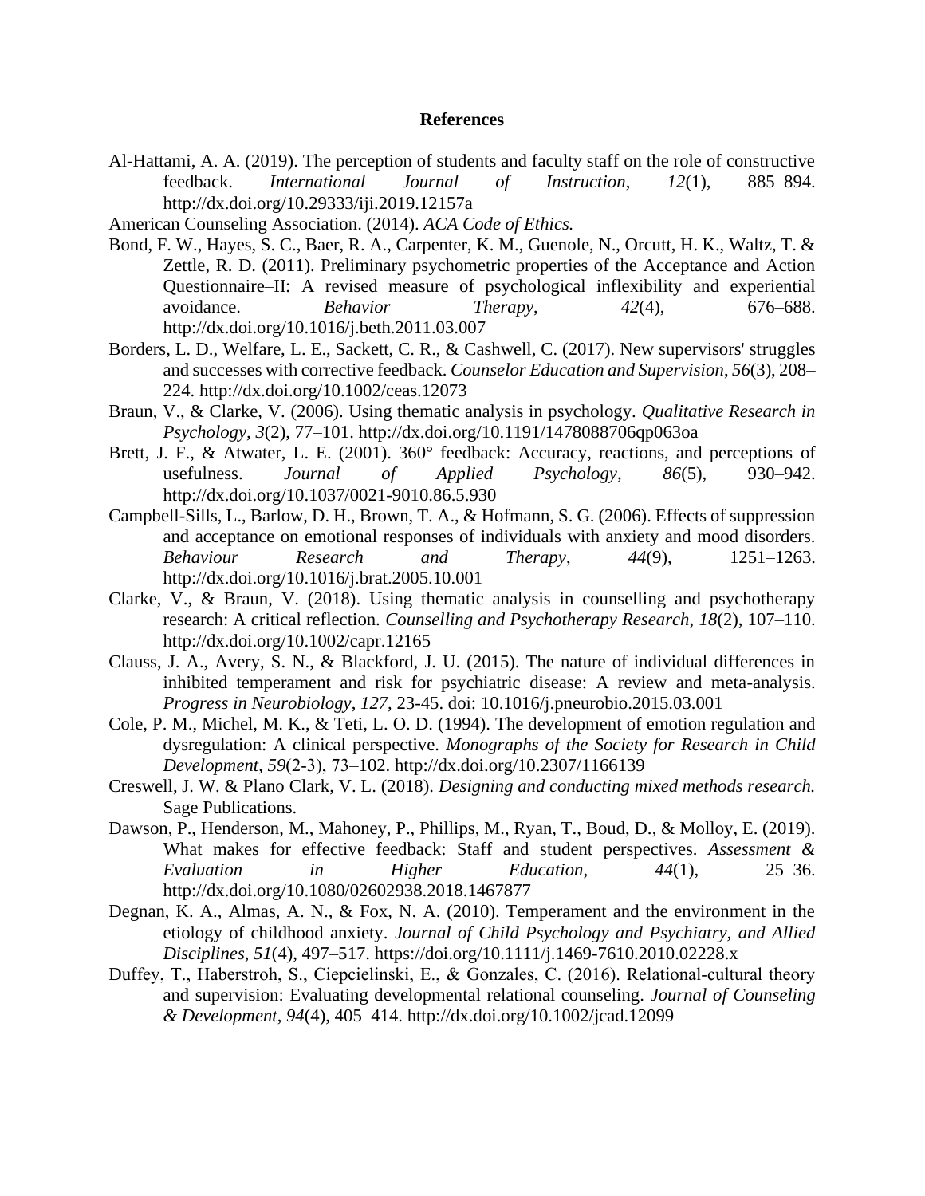# References

Al-Hattami, A. A. (2019). The perception of students and faculty staff on the role of constructive feedback. *International Journal of Instruction*, *12*(1), 885–894. http://dx.doi.org/10.29333/iji.2019.12157a

American Counseling Association. (2014). *ACA Code of Ethics.*

Bond, F. W., Hayes, S. C., Baer, R. A., Carpenter, K. M., Guenole, N., Orcutt, H. K., Waltz, T. & Zettle, R. D. (2011). Preliminary psychometric properties of the Acceptance and Action Questionnaire–II: A revised measure of psychological inflexibility and experiential avoidance. *Behavior Therapy*, *42*(4), 676–688. http://dx.doi.org/10.1016/j.beth.2011.03.007

Borders, L. D., Welfare, L. E., Sackett, C. R., & Cashwell, C. (2017). New supervisors' struggles and successes with corrective feedback. *Counselor Education and Supervision*, *56*(3), 208–224. http://dx.doi.org/10.1002/ceas.12073

Braun, V., & Clarke, V. (2006). Using thematic analysis in psychology. *Qualitative Research in Psychology, 3*(2), 77–101. http://dx.doi.org/10.1191/1478088706qp063oa

Brett, J. F., & Atwater, L. E. (2001). 360° feedback: Accuracy, reactions, and perceptions of usefulness. *Journal of Applied Psychology*, *86*(5), 930–942. http://dx.doi.org/10.1037/0021-9010.86.5.930

Campbell-Sills, L., Barlow, D. H., Brown, T. A., & Hofmann, S. G. (2006). Effects of suppression and acceptance on emotional responses of individuals with anxiety and mood disorders. *Behaviour Research and Therapy*, *44*(9), 1251–1263. http://dx.doi.org/10.1016/j.brat.2005.10.001

Clarke, V., & Braun, V. (2018). Using thematic analysis in counselling and psychotherapy research: A critical reflection. *Counselling and Psychotherapy Research*, *18*(2), 107–110. http://dx.doi.org/10.1002/capr.12165

Clauss, J. A., Avery, S. N., & Blackford, J. U. (2015). The nature of individual differences in inhibited temperament and risk for psychiatric disease: A review and meta-analysis. *Progress in Neurobiology*, *127,* 23-45. doi: 10.1016/j.pneurobio.2015.03.001

Cole, P. M., Michel, M. K., & Teti, L. O. D. (1994). The development of emotion regulation and dysregulation: A clinical perspective. *Monographs of the Society for Research in Child Development*, *59*(2-3), 73–102. http://dx.doi.org/10.2307/1166139

Creswell, J. W. & Plano Clark, V. L. (2018). *Designing and conducting mixed methods research.* Sage Publications.

Dawson, P., Henderson, M., Mahoney, P., Phillips, M., Ryan, T., Boud, D., & Molloy, E. (2019). What makes for effective feedback: Staff and student perspectives. *Assessment & Evaluation in Higher Education*, *44*(1), 25–36. http://dx.doi.org/10.1080/02602938.2018.1467877

Degnan, K. A., Almas, A. N., & Fox, N. A. (2010). Temperament and the environment in the etiology of childhood anxiety. *Journal of Child Psychology and Psychiatry, and Allied Disciplines*, *51*(4), 497–517. https://doi.org/10.1111/j.1469-7610.2010.02228.x

Duffey, T., Haberstroh, S., Ciepcielinski, E., & Gonzales, C. (2016). Relational-cultural theory and supervision: Evaluating developmental relational counseling. *Journal of Counseling & Development*, *94*(4), 405–414. http://dx.doi.org/10.1002/jcad.12099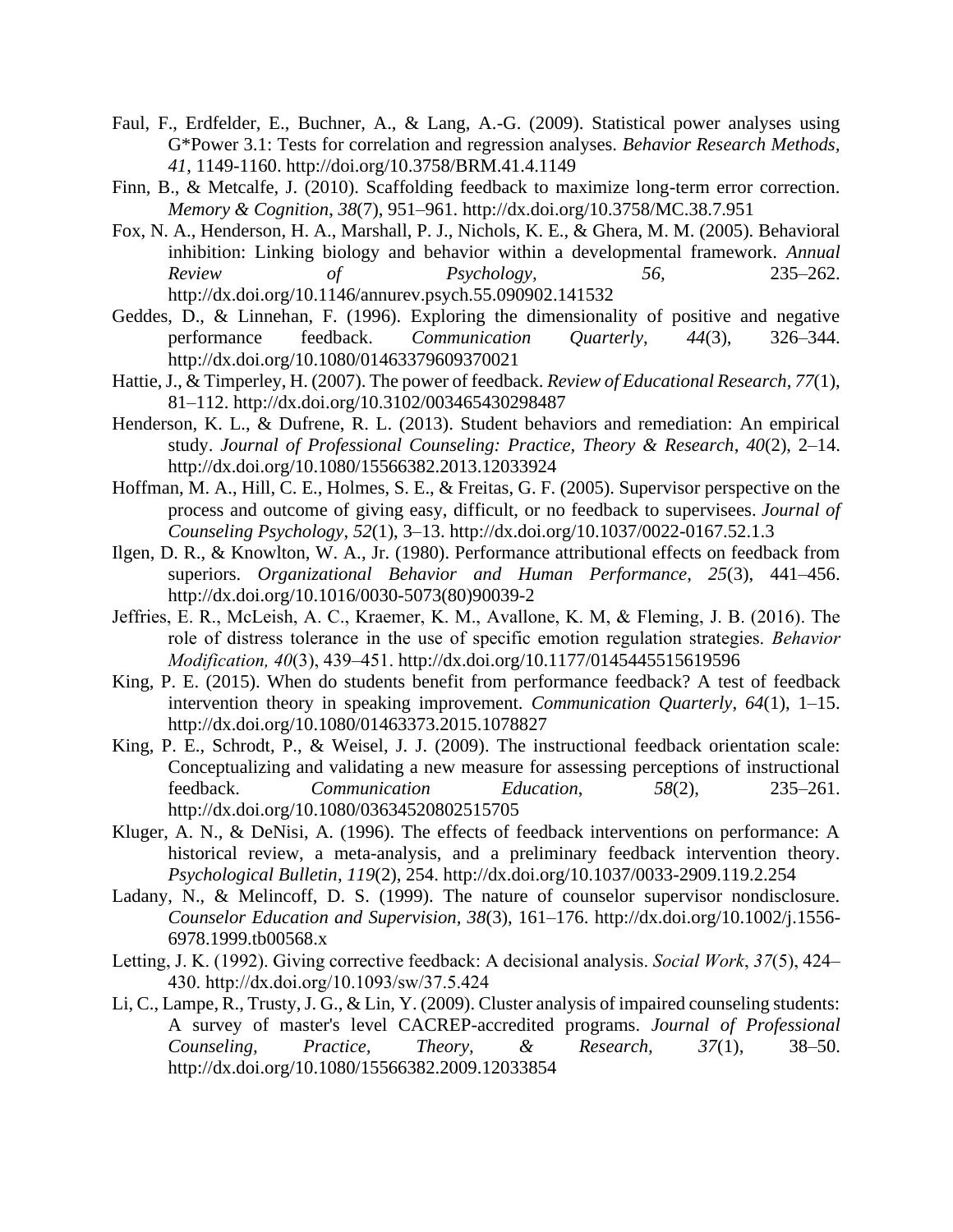Faul, F., Erdfelder, E., Buchner, A., & Lang, A.-G. (2009). Statistical power analyses using G*Power 3.1: Tests for correlation and regression analyses. *Behavior Research Methods*, *41*, 1149-1160. http://doi.org/10.3758/BRM.41.4.1149

Finn, B., & Metcalfe, J. (2010). Scaffolding feedback to maximize long-term error correction. *Memory & Cognition*, *38*(7), 951–961. http://dx.doi.org/10.3758/MC.38.7.951

Fox, N. A., Henderson, H. A., Marshall, P. J., Nichols, K. E., & Ghera, M. M. (2005). Behavioral inhibition: Linking biology and behavior within a developmental framework. *Annual Review of Psychology*, *56*, 235–262. http://dx.doi.org/10.1146/annurev.psych.55.090902.141532

Geddes, D., & Linnehan, F. (1996). Exploring the dimensionality of positive and negative performance feedback. *Communication Quarterly*, *44*(3), 326–344. http://dx.doi.org/10.1080/01463379609370021

Hattie, J., & Timperley, H. (2007). The power of feedback. *Review of Educational Research*, *77*(1), 81–112. http://dx.doi.org/10.3102/003465430298487

Henderson, K. L., & Dufrene, R. L. (2013). Student behaviors and remediation: An empirical study. *Journal of Professional Counseling: Practice, Theory & Research*, *40*(2), 2–14. http://dx.doi.org/10.1080/15566382.2013.12033924

Hoffman, M. A., Hill, C. E., Holmes, S. E., & Freitas, G. F. (2005). Supervisor perspective on the process and outcome of giving easy, difficult, or no feedback to supervisees. *Journal of Counseling Psychology*, *52*(1), 3–13. http://dx.doi.org/10.1037/0022-0167.52.1.3

Ilgen, D. R., & Knowlton, W. A., Jr. (1980). Performance attributional effects on feedback from superiors. *Organizational Behavior and Human Performance*, *25*(3), 441–456. http://dx.doi.org/10.1016/0030-5073(80)90039-2

Jeffries, E. R., McLeish, A. C., Kraemer, K. M., Avallone, K. M, & Fleming, J. B. (2016). The role of distress tolerance in the use of specific emotion regulation strategies. *Behavior Modification, 40*(3), 439–451. http://dx.doi.org/10.1177/0145445515619596

King, P. E. (2015). When do students benefit from performance feedback? A test of feedback intervention theory in speaking improvement. *Communication Quarterly*, *64*(1), 1–15. http://dx.doi.org/10.1080/01463373.2015.1078827

King, P. E., Schrodt, P., & Weisel, J. J. (2009). The instructional feedback orientation scale: Conceptualizing and validating a new measure for assessing perceptions of instructional feedback. *Communication Education*, *58*(2), 235–261. http://dx.doi.org/10.1080/03634520802515705

Kluger, A. N., & DeNisi, A. (1996). The effects of feedback interventions on performance: A historical review, a meta-analysis, and a preliminary feedback intervention theory. *Psychological Bulletin*, *119*(2), 254. http://dx.doi.org/10.1037/0033-2909.119.2.254

Ladany, N., & Melincoff, D. S. (1999). The nature of counselor supervisor nondisclosure. *Counselor Education and Supervision*, *38*(3), 161–176. http://dx.doi.org/10.1002/j.1556-6978.1999.tb00568.x

Letting, J. K. (1992). Giving corrective feedback: A decisional analysis. *Social Work*, *37*(5), 424–430. http://dx.doi.org/10.1093/sw/37.5.424

Li, C., Lampe, R., Trusty, J. G., & Lin, Y. (2009). Cluster analysis of impaired counseling students: A survey of master's level CACREP-accredited programs. *Journal of Professional Counseling, Practice, Theory, & Research*, *37*(1), 38–50. http://dx.doi.org/10.1080/15566382.2009.12033854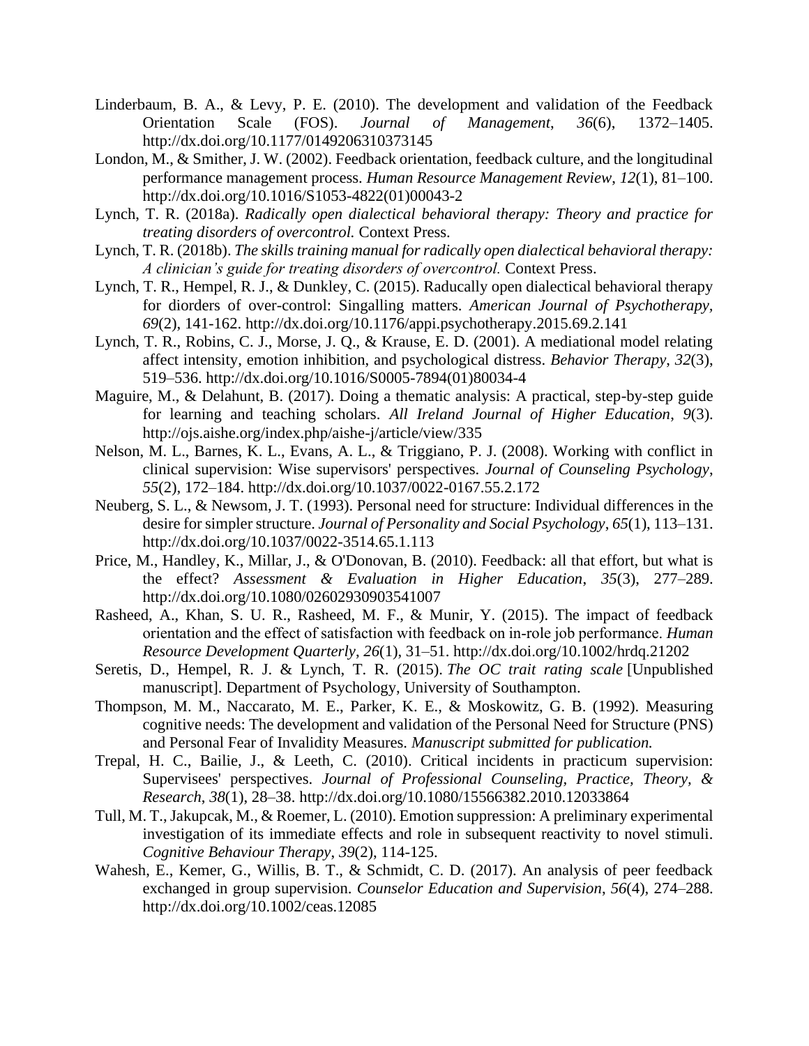Linderbaum, B. A., & Levy, P. E. (2010). The development and validation of the Feedback Orientation Scale (FOS). *Journal of Management*, *36*(6), 1372–1405. http://dx.doi.org/10.1177/0149206310373145

London, M., & Smither, J. W. (2002). Feedback orientation, feedback culture, and the longitudinal performance management process. *Human Resource Management Review*, *12*(1), 81–100. http://dx.doi.org/10.1016/S1053-4822(01)00043-2

Lynch, T. R. (2018a). *Radically open dialectical behavioral therapy: Theory and practice for treating disorders of overcontrol.* Context Press.

Lynch, T. R. (2018b). *The skills training manual for radically open dialectical behavioral therapy: A clinician's guide for treating disorders of overcontrol.* Context Press.

Lynch, T. R., Hempel, R. J., & Dunkley, C. (2015). Raducally open dialectical behavioral therapy for diorders of over-control: Singalling matters. *American Journal of Psychotherapy*, *69*(2), 141-162. http://dx.doi.org/10.1176/appi.psychotherapy.2015.69.2.141

Lynch, T. R., Robins, C. J., Morse, J. Q., & Krause, E. D. (2001). A mediational model relating affect intensity, emotion inhibition, and psychological distress. *Behavior Therapy*, *32*(3), 519–536. http://dx.doi.org/10.1016/S0005-7894(01)80034-4

Maguire, M., & Delahunt, B. (2017). Doing a thematic analysis: A practical, step-by-step guide for learning and teaching scholars. *All Ireland Journal of Higher Education*, *9*(3). http://ojs.aishe.org/index.php/aishe-j/article/view/335

Nelson, M. L., Barnes, K. L., Evans, A. L., & Triggiano, P. J. (2008). Working with conflict in clinical supervision: Wise supervisors' perspectives. *Journal of Counseling Psychology*, *55*(2), 172–184. http://dx.doi.org/10.1037/0022-0167.55.2.172

Neuberg, S. L., & Newsom, J. T. (1993). Personal need for structure: Individual differences in the desire for simpler structure. *Journal of Personality and Social Psychology*, *65*(1), 113–131. http://dx.doi.org/10.1037/0022-3514.65.1.113

Price, M., Handley, K., Millar, J., & O'Donovan, B. (2010). Feedback: all that effort, but what is the effect? *Assessment & Evaluation in Higher Education*, *35*(3), 277–289. http://dx.doi.org/10.1080/02602930903541007

Rasheed, A., Khan, S. U. R., Rasheed, M. F., & Munir, Y. (2015). The impact of feedback orientation and the effect of satisfaction with feedback on in-role job performance. *Human Resource Development Quarterly*, *26*(1), 31–51. http://dx.doi.org/10.1002/hrdq.21202

Seretis, D., Hempel, R. J. & Lynch, T. R. (2015). *The OC trait rating scale* [Unpublished manuscript]. Department of Psychology, University of Southampton.

Thompson, M. M., Naccarato, M. E., Parker, K. E., & Moskowitz, G. B. (1992). Measuring cognitive needs: The development and validation of the Personal Need for Structure (PNS) and Personal Fear of Invalidity Measures. *Manuscript submitted for publication.*

Trepal, H. C., Bailie, J., & Leeth, C. (2010). Critical incidents in practicum supervision: Supervisees' perspectives. *Journal of Professional Counseling, Practice, Theory, & Research*, *38*(1), 28–38. http://dx.doi.org/10.1080/15566382.2010.12033864

Tull, M. T., Jakupcak, M., & Roemer, L. (2010). Emotion suppression: A preliminary experimental investigation of its immediate effects and role in subsequent reactivity to novel stimuli. *Cognitive Behaviour Therapy*, *39*(2), 114-125.

Wahesh, E., Kemer, G., Willis, B. T., & Schmidt, C. D. (2017). An analysis of peer feedback exchanged in group supervision. *Counselor Education and Supervision*, *56*(4), 274–288. http://dx.doi.org/10.1002/ceas.12085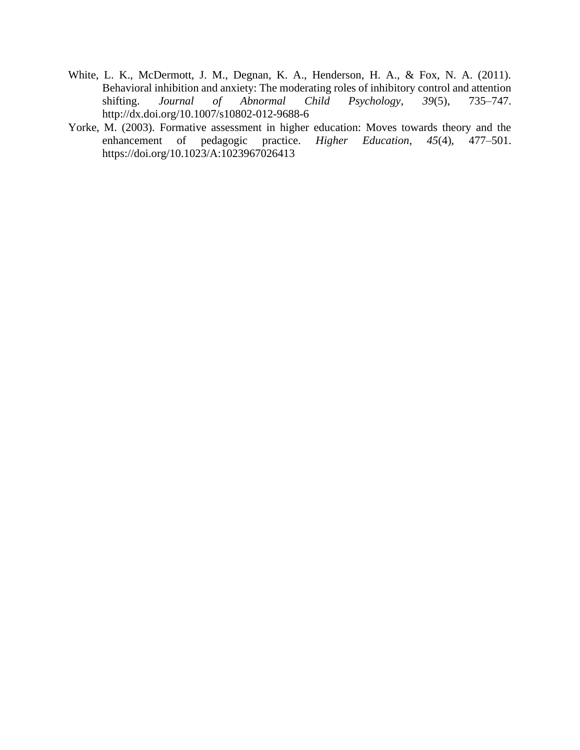White, L. K., McDermott, J. M., Degnan, K. A., Henderson, H. A., & Fox, N. A. (2011). Behavioral inhibition and anxiety: The moderating roles of inhibitory control and attention shifting. *Journal of Abnormal Child Psychology*, *39*(5), 735–747. http://dx.doi.org/10.1007/s10802-012-9688-6

Yorke, M. (2003). Formative assessment in higher education: Moves towards theory and the enhancement of pedagogic practice. *Higher Education*, *45*(4), 477–501. https://doi.org/10.1023/A:1023967026413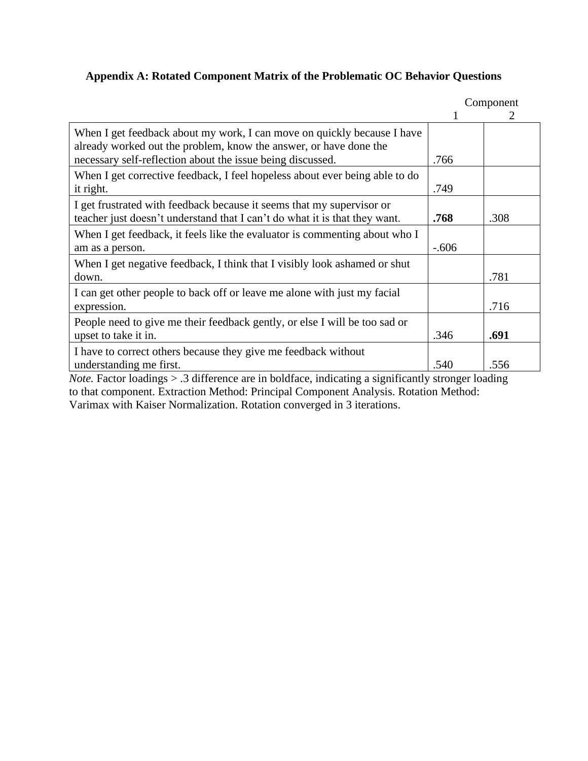### Appendix A: Rotated Component Matrix of the Problematic OC Behavior Questions

| | Component 1 | Component 2 |
|---|---|---|
| When I get feedback about my work, I can move on quickly because I have already worked out the problem, know the answer, or have done the necessary self-reflection about the issue being discussed. | .766 | |
| When I get corrective feedback, I feel hopeless about ever being able to do it right. | .749 | |
| I get frustrated with feedback because it seems that my supervisor or teacher just doesn't understand that I can't do what it is that they want. | **.768** | .308 |
| When I get feedback, it feels like the evaluator is commenting about who I am as a person. | -.606 | |
| When I get negative feedback, I think that I visibly look ashamed or shut down. | | .781 |
| I can get other people to back off or leave me alone with just my facial expression. | | .716 |
| People need to give me their feedback gently, or else I will be too sad or upset to take it in. | .346 | **.691** |
| I have to correct others because they give me feedback without understanding me first. | .540 | .556 |

*Note.* Factor loadings > .3 difference are in boldface, indicating a significantly stronger loading to that component. Extraction Method: Principal Component Analysis. Rotation Method: Varimax with Kaiser Normalization. Rotation converged in 3 iterations.